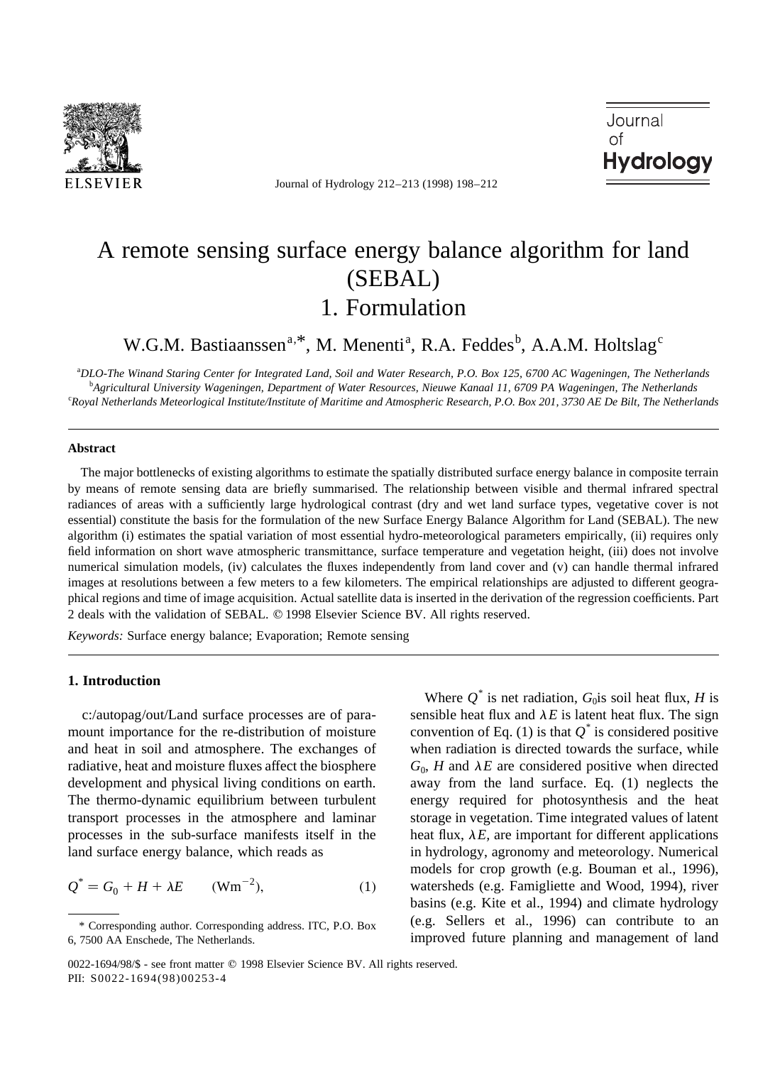# A remote sensing surface energy balance algorithm for land (SEBAL)
## 1. Formulation

W.G.M. Bastiaanssen[a,*], M. Menenti[a], R.A. Feddes[b], A.A.M. Holtslag[c]

[a]DLO-The Winand Staring Center for Integrated Land, Soil and Water Research, P.O. Box 125, 6700 AC Wageningen, The Netherlands
[b]Agricultural University Wageningen, Department of Water Resources, Nieuwe Kanaal 11, 6709 PA Wageningen, The Netherlands
[c]Royal Netherlands Meteorlogical Institute/Institute of Maritime and Atmospheric Research, P.O. Box 201, 3730 AE De Bilt, The Netherlands

---

### Abstract

The major bottlenecks of existing algorithms to estimate the spatially distributed surface energy balance in composite terrain by means of remote sensing data are briefly summarised. The relationship between visible and thermal infrared spectral radiances of areas with a sufficiently large hydrological contrast (dry and wet land surface types, vegetative cover is not essential) constitute the basis for the formulation of the new Surface Energy Balance Algorithm for Land (SEBAL). The new algorithm (i) estimates the spatial variation of most essential hydro-meteorological parameters empirically, (ii) requires only field information on short wave atmospheric transmittance, surface temperature and vegetation height, (iii) does not involve numerical simulation models, (iv) calculates the fluxes independently from land cover and (v) can handle thermal infrared images at resolutions between a few meters to a few kilometers. The empirical relationships are adjusted to different geographical regions and time of image acquisition. Actual satellite data is inserted in the derivation of the regression coefficients. Part 2 deals with the validation of SEBAL. © 1998 Elsevier Science BV. All rights reserved.

*Keywords:* Surface energy balance; Evaporation; Remote sensing

---

## 1. Introduction

c:/autopag/out/Land surface processes are of paramount importance for the re-distribution of moisture and heat in soil and atmosphere. The exchanges of radiative, heat and moisture fluxes affect the biosphere development and physical living conditions on earth. The thermo-dynamic equilibrium between turbulent transport processes in the atmosphere and laminar processes in the sub-surface manifests itself in the land surface energy balance, which reads as

$$Q^* = G_0 + H + \lambda E \qquad (\mathrm{Wm}^{-2}), \tag{1}$$

Where $Q^*$ is net radiation, $G_0$ is soil heat flux, $H$ is sensible heat flux and $\lambda E$ is latent heat flux. The sign convention of Eq. (1) is that $Q^*$ is considered positive when radiation is directed towards the surface, while $G_0$, $H$ and $\lambda E$ are considered positive when directed away from the land surface. Eq. (1) neglects the energy required for photosynthesis and the heat storage in vegetation. Time integrated values of latent heat flux, $\lambda E$, are important for different applications in hydrology, agronomy and meteorology. Numerical models for crop growth (e.g. Bouman et al., 1996), watersheds (e.g. Famigliette and Wood, 1994), river basins (e.g. Kite et al., 1994) and climate hydrology (e.g. Sellers et al., 1996) can contribute to an improved future planning and management of land

\* Corresponding author. Corresponding address. ITC, P.O. Box 6, 7500 AA Enschede, The Netherlands.

0022-1694/98/$ - see front matter © 1998 Elsevier Science BV. All rights reserved.
PII: S0022-1694(98)00253-4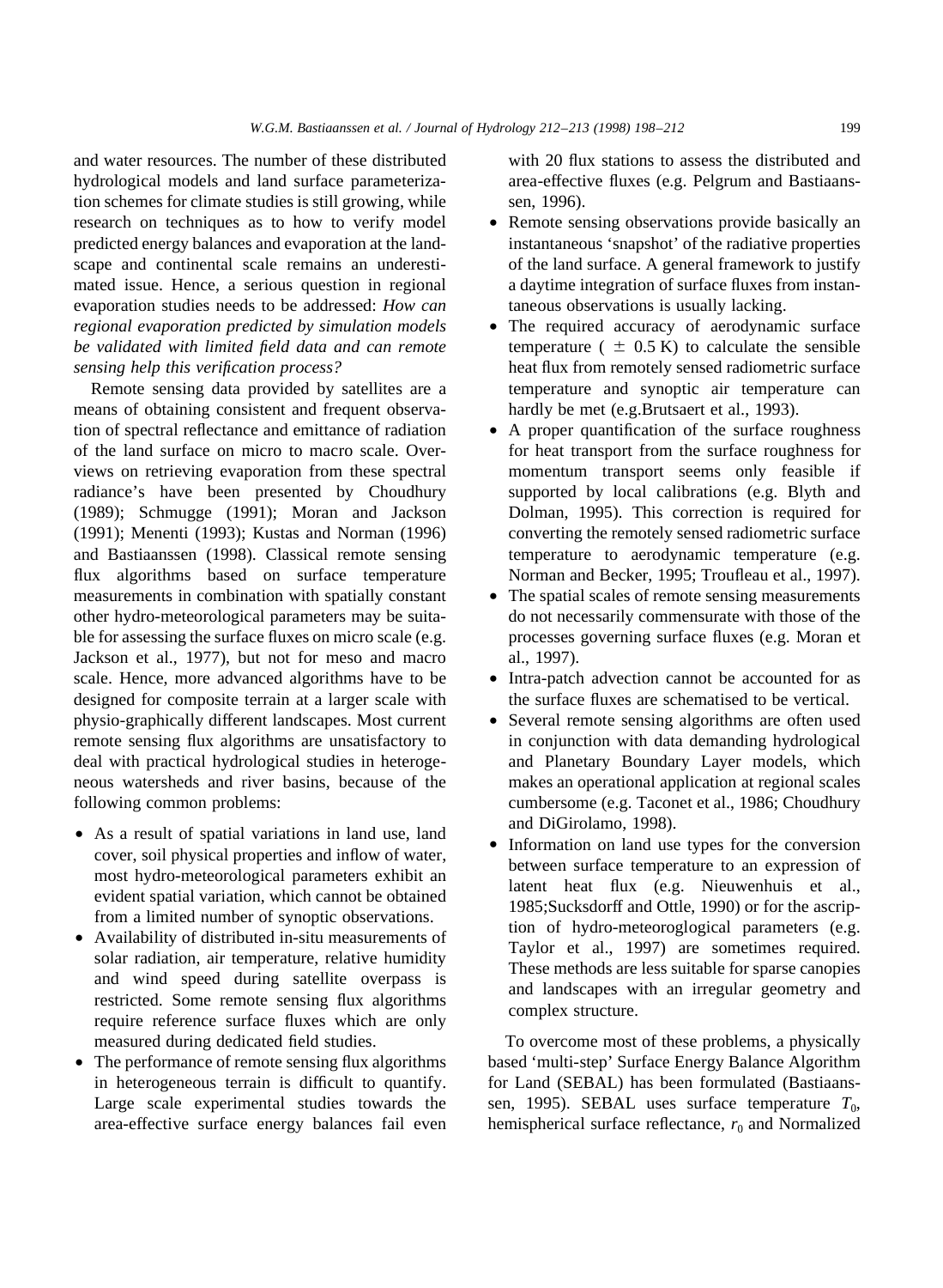and water resources. The number of these distributed hydrological models and land surface parameterization schemes for climate studies is still growing, while research on techniques as to how to verify model predicted energy balances and evaporation at the landscape and continental scale remains an underestimated issue. Hence, a serious question in regional evaporation studies needs to be addressed: *How can regional evaporation predicted by simulation models be validated with limited field data and can remote sensing help this verification process?*

Remote sensing data provided by satellites are a means of obtaining consistent and frequent observation of spectral reflectance and emittance of radiation of the land surface on micro to macro scale. Overviews on retrieving evaporation from these spectral radiance's have been presented by Choudhury (1989); Schmugge (1991); Moran and Jackson (1991); Menenti (1993); Kustas and Norman (1996) and Bastiaanssen (1998). Classical remote sensing flux algorithms based on surface temperature measurements in combination with spatially constant other hydro-meteorological parameters may be suitable for assessing the surface fluxes on micro scale (e.g. Jackson et al., 1977), but not for meso and macro scale. Hence, more advanced algorithms have to be designed for composite terrain at a larger scale with physio-graphically different landscapes. Most current remote sensing flux algorithms are unsatisfactory to deal with practical hydrological studies in heterogeneous watersheds and river basins, because of the following common problems:

- As a result of spatial variations in land use, land cover, soil physical properties and inflow of water, most hydro-meteorological parameters exhibit an evident spatial variation, which cannot be obtained from a limited number of synoptic observations.
- Availability of distributed in-situ measurements of solar radiation, air temperature, relative humidity and wind speed during satellite overpass is restricted. Some remote sensing flux algorithms require reference surface fluxes which are only measured during dedicated field studies.
- The performance of remote sensing flux algorithms in heterogeneous terrain is difficult to quantify. Large scale experimental studies towards the area-effective surface energy balances fail even with 20 flux stations to assess the distributed and area-effective fluxes (e.g. Pelgrum and Bastiaanssen, 1996).
- Remote sensing observations provide basically an instantaneous 'snapshot' of the radiative properties of the land surface. A general framework to justify a daytime integration of surface fluxes from instantaneous observations is usually lacking.
- The required accuracy of aerodynamic surface temperature ( $\pm$ 0.5 K) to calculate the sensible heat flux from remotely sensed radiometric surface temperature and synoptic air temperature can hardly be met (e.g.Brutsaert et al., 1993).
- A proper quantification of the surface roughness for heat transport from the surface roughness for momentum transport seems only feasible if supported by local calibrations (e.g. Blyth and Dolman, 1995). This correction is required for converting the remotely sensed radiometric surface temperature to aerodynamic temperature (e.g. Norman and Becker, 1995; Troufleau et al., 1997).
- The spatial scales of remote sensing measurements do not necessarily commensurate with those of the processes governing surface fluxes (e.g. Moran et al., 1997).
- Intra-patch advection cannot be accounted for as the surface fluxes are schematised to be vertical.
- Several remote sensing algorithms are often used in conjunction with data demanding hydrological and Planetary Boundary Layer models, which makes an operational application at regional scales cumbersome (e.g. Taconet et al., 1986; Choudhury and DiGirolamo, 1998).
- Information on land use types for the conversion between surface temperature to an expression of latent heat flux (e.g. Nieuwenhuis et al., 1985;Sucksdorff and Ottle, 1990) or for the ascription of hydro-meteoroglogical parameters (e.g. Taylor et al., 1997) are sometimes required. These methods are less suitable for sparse canopies and landscapes with an irregular geometry and complex structure.

To overcome most of these problems, a physically based 'multi-step' Surface Energy Balance Algorithm for Land (SEBAL) has been formulated (Bastiaanssen, 1995). SEBAL uses surface temperature $T_0$, hemispherical surface reflectance, $r_0$ and Normalized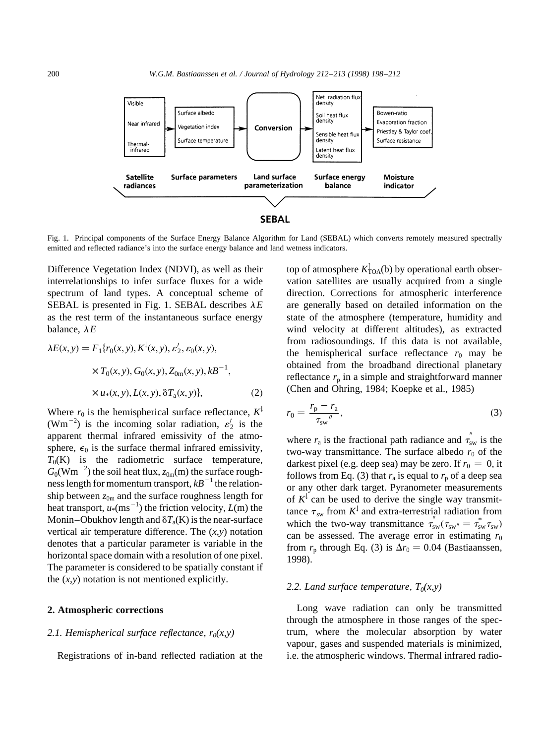Fig. 1. Principal components of the Surface Energy Balance Algorithm for Land (SEBAL) which converts remotely measured spectrally emitted and reflected radiance's into the surface energy balance and land wetness indicators.

Difference Vegetation Index (NDVI), as well as their interrelationships to infer surface fluxes for a wide spectrum of land types. A conceptual scheme of SEBAL is presented in Fig. 1. SEBAL describes $\lambda E$ as the rest term of the instantaneous surface energy balance, $\lambda E$

$$
\begin{aligned}
\lambda E(x,y) = F_1\{ & r_0(x,y), K^{\downarrow}(x,y), \varepsilon_2', \varepsilon_0(x,y), \\
& \times T_0(x,y), G_0(x,y), Z_{0m}(x,y), kB^{-1}, \\
& \times u_*(x,y), L(x,y), \delta T_a(x,y)\},
\end{aligned} \tag{2}
$$

Where $r_0$ is the hemispherical surface reflectance, $K^{\downarrow}$ ($\mathrm{Wm^{-2}}$) is the incoming solar radiation, $\varepsilon_2'$ is the apparent thermal infrared emissivity of the atmosphere, $\epsilon_0$ is the surface thermal infrared emissivity, $T_0$(K) is the radiometric surface temperature, $G_0$($\mathrm{Wm^{-2}}$) the soil heat flux, $z_{0m}$(m) the surface roughness length for momentum transport, $kB^{-1}$ the relationship between $z_{0m}$ and the surface roughness length for heat transport, $u_*$($\mathrm{ms^{-1}}$) the friction velocity, $L$(m) the Monin–Obukhov length and $\delta T_a$(K) is the near-surface vertical air temperature difference. The $(x,y)$ notation denotes that a particular parameter is variable in the horizontal space domain with a resolution of one pixel. The parameter is considered to be spatially constant if the $(x,y)$ notation is not mentioned explicitly.

## 2. Atmospheric corrections

### 2.1. Hemispherical surface reflectance, $r_0(x,y)$

Registrations of in-band reflected radiation at the top of atmosphere $K^{\uparrow}_{\mathrm{TOA}}$(b) by operational earth observation satellites are usually acquired from a single direction. Corrections for atmospheric interference are generally based on detailed information on the state of the atmosphere (temperature, humidity and wind velocity at different altitudes), as extracted from radiosoundings. If this data is not available, the hemispherical surface reflectance $r_0$ may be obtained from the broadband directional planetary reflectance $r_p$ in a simple and straightforward manner (Chen and Ohring, 1984; Koepke et al., 1985)

$$
r_0 = \frac{r_p - r_a}{\tau_{sw''}}, \tag{3}
$$

where $r_a$ is the fractional path radiance and $\tau_{sw}^{''}$ is the two-way transmittance. The surface albedo $r_0$ of the darkest pixel (e.g. deep sea) may be zero. If $r_0 = 0$, it follows from Eq. (3) that $r_a$ is equal to $r_p$ of a deep sea or any other dark target. Pyranometer measurements of $K^{\downarrow}$ can be used to derive the single way transmittance $\tau_{sw}$ from $K^{\downarrow}$ and extra-terrestrial radiation from which the two-way transmittance $\tau_{sw}^{''}(\tau_{sw''} = \tau_{sw}^{*}\tau_{sw})$ can be assessed. The average error in estimating $r_0$ from $r_p$ through Eq. (3) is $\Delta r_0 = 0.04$ (Bastiaanssen, 1998).

### 2.2. Land surface temperature, $T_0(x,y)$

Long wave radiation can only be transmitted through the atmosphere in those ranges of the spectrum, where the molecular absorption by water vapour, gases and suspended materials is minimized, i.e. the atmospheric windows. Thermal infrared radio-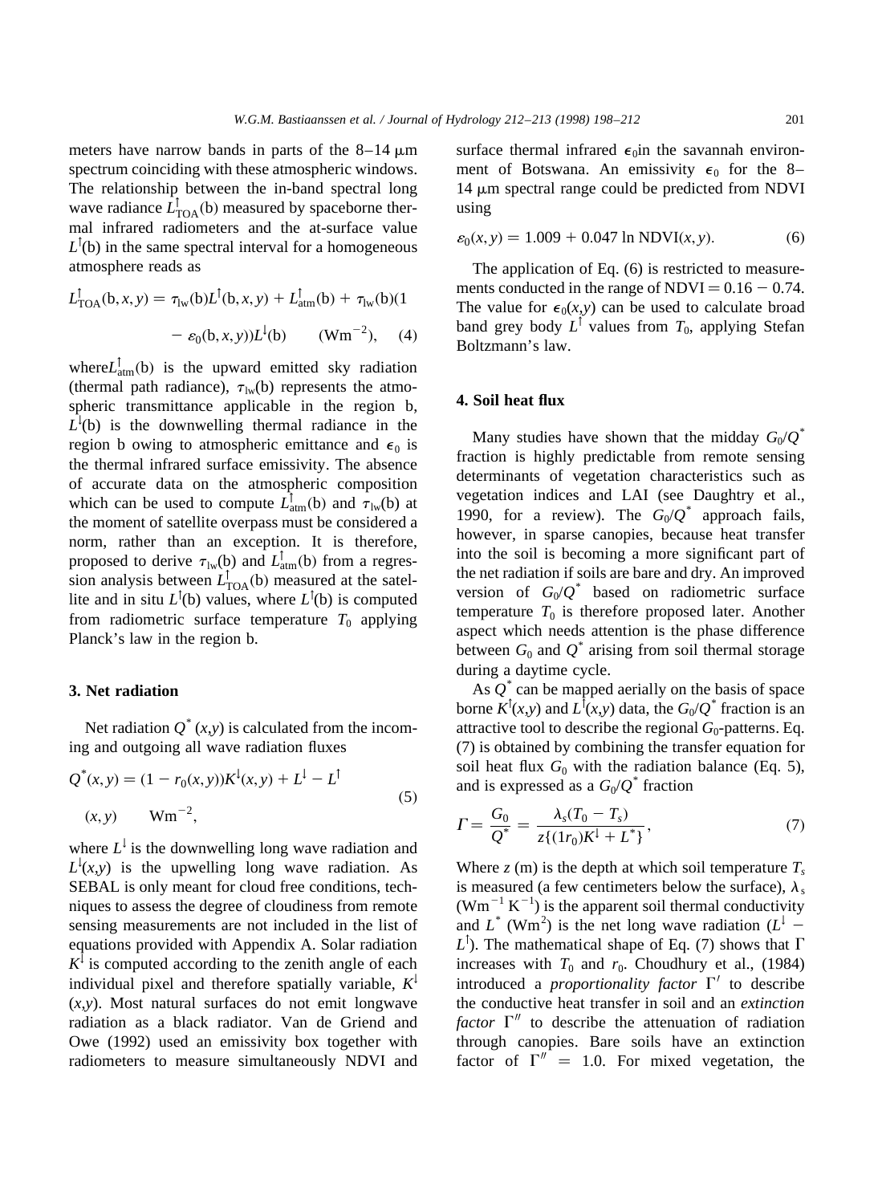meters have narrow bands in parts of the 8–14 μm spectrum coinciding with these atmospheric windows. The relationship between the in-band spectral long wave radiance $L^{\uparrow}_{TOA}(b)$ measured by spaceborne thermal infrared radiometers and the at-surface value $L^{\uparrow}(b)$ in the same spectral interval for a homogeneous atmosphere reads as

$$L^{\uparrow}_{TOA}(b, x, y) = \tau_{lw}(b)L^{\uparrow}(b, x, y) + L^{\uparrow}_{atm}(b) + \tau_{lw}(b)(1 - \varepsilon_0(b, x, y))L^{\downarrow}(b) \qquad (\mathrm{Wm}^{-2}), \tag{4}$$

where $L^{\uparrow}_{atm}(b)$ is the upward emitted sky radiation (thermal path radiance), $\tau_{lw}(b)$ represents the atmospheric transmittance applicable in the region b, $L^{\downarrow}(b)$ is the downwelling thermal radiance in the region b owing to atmospheric emittance and $\epsilon_0$ is the thermal infrared surface emissivity. The absence of accurate data on the atmospheric composition which can be used to compute $L^{\uparrow}_{atm}(b)$ and $\tau_{lw}(b)$ at the moment of satellite overpass must be considered a norm, rather than an exception. It is therefore, proposed to derive $\tau_{lw}(b)$ and $L^{\uparrow}_{atm}(b)$ from a regression analysis between $L^{\uparrow}_{TOA}(b)$ measured at the satellite and in situ $L^{\uparrow}(b)$ values, where $L^{\uparrow}(b)$ is computed from radiometric surface temperature $T_0$ applying Planck's law in the region b.

## 3. Net radiation

Net radiation $Q^*(x,y)$ is calculated from the incoming and outgoing all wave radiation fluxes

$$Q^*(x, y) = (1 - r_0(x, y))K^{\downarrow}(x, y) + L^{\downarrow} - L^{\uparrow}(x, y) \qquad \mathrm{Wm}^{-2}, \tag{5}$$

where $L^{\downarrow}$ is the downwelling long wave radiation and $L^{\downarrow}(x,y)$ is the upwelling long wave radiation. As SEBAL is only meant for cloud free conditions, techniques to assess the degree of cloudiness from remote sensing measurements are not included in the list of equations provided with Appendix A. Solar radiation $K^{\downarrow}$ is computed according to the zenith angle of each individual pixel and therefore spatially variable, $K^{\downarrow}(x,y)$. Most natural surfaces do not emit longwave radiation as a black radiator. Van de Griend and Owe (1992) used an emissivity box together with radiometers to measure simultaneously NDVI and surface thermal infrared $\epsilon_0$in the savannah environment of Botswana. An emissivity $\epsilon_0$ for the 8–14 μm spectral range could be predicted from NDVI using

$$\varepsilon_0(x, y) = 1.009 + 0.047 \ln \mathrm{NDVI}(x, y). \tag{6}$$

The application of Eq. (6) is restricted to measurements conducted in the range of NDVI = 0.16 − 0.74. The value for $\epsilon_0(x,y)$ can be used to calculate broad band grey body $L^{\uparrow}$ values from $T_0$, applying Stefan Boltzmann's law.

## 4. Soil heat flux

Many studies have shown that the midday $G_0/Q^*$ fraction is highly predictable from remote sensing determinants of vegetation characteristics such as vegetation indices and LAI (see Daughtry et al., 1990, for a review). The $G_0/Q^*$ approach fails, however, in sparse canopies, because heat transfer into the soil is becoming a more significant part of the net radiation if soils are bare and dry. An improved version of $G_0/Q^*$ based on radiometric surface temperature $T_0$ is therefore proposed later. Another aspect which needs attention is the phase difference between $G_0$ and $Q^*$ arising from soil thermal storage during a daytime cycle.

As $Q^*$ can be mapped aerially on the basis of space borne $K^{\uparrow}(x,y)$ and $L^{\uparrow}(x,y)$ data, the $G_0/Q^*$ fraction is an attractive tool to describe the regional $G_0$-patterns. Eq. (7) is obtained by combining the transfer equation for soil heat flux $G_0$ with the radiation balance (Eq. 5), and is expressed as a $G_0/Q^*$ fraction

$$\Gamma = \frac{G_0}{Q^*} = \frac{\lambda_s(T_0 - T_s)}{z\{(1r_0)K^{\downarrow} + L^*\}}, \tag{7}$$

Where $z$ (m) is the depth at which soil temperature $T_s$ is measured (a few centimeters below the surface), $\lambda_s$ ($\mathrm{Wm}^{-1}\,\mathrm{K}^{-1}$) is the apparent soil thermal conductivity and $L^*$ ($\mathrm{Wm}^2$) is the net long wave radiation ($L^{\downarrow} - L^{\uparrow}$). The mathematical shape of Eq. (7) shows that $\Gamma$ increases with $T_0$ and $r_0$. Choudhury et al., (1984) introduced a *proportionality factor* $\Gamma'$ to describe the conductive heat transfer in soil and an *extinction factor* $\Gamma''$ to describe the attenuation of radiation through canopies. Bare soils have an extinction factor of $\Gamma'' = 1.0$. For mixed vegetation, the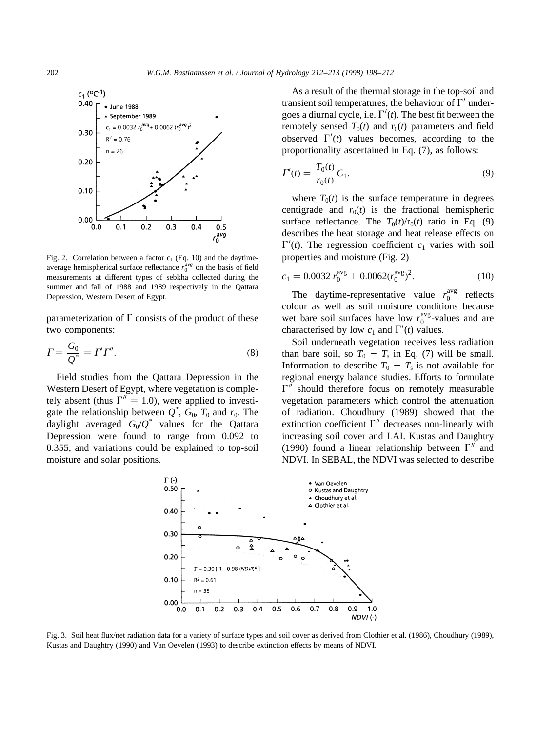Fig. 2. Correlation between a factor $c_1$ (Eq. 10) and the daytime-average hemispherical surface reflectance $r_0^{avg}$ on the basis of field measurements at different types of sebkha collected during the summer and fall of 1988 and 1989 respectively in the Qattara Depression, Western Desert of Egypt.

parameterization of $\Gamma$ consists of the product of these two components:

$$\Gamma = \frac{G_0}{Q^*} = \Gamma'\Gamma''. \tag{8}$$

Field studies from the Qattara Depression in the Western Desert of Egypt, where vegetation is completely absent (thus $\Gamma'' = 1.0$), were applied to investigate the relationship between $Q^*$, $G_0$, $T_0$ and $r_0$. The daylight averaged $G_0/Q^*$ values for the Qattara Depression were found to range from 0.092 to 0.355, and variations could be explained to top-soil moisture and solar positions.

As a result of the thermal storage in the top-soil and transient soil temperatures, the behaviour of $\Gamma'$ undergoes a diurnal cycle, i.e. $\Gamma'(t)$. The best fit between the remotely sensed $T_0(t)$ and $r_0(t)$ parameters and field observed $\Gamma'(t)$ values becomes, according to the proportionality ascertained in Eq. (7), as follows:

$$\Gamma'(t) = \frac{T_0(t)}{r_0(t)} C_1. \tag{9}$$

where $T_0(t)$ is the surface temperature in degrees centigrade and $r_0(t)$ is the fractional hemispheric surface reflectance. The $T_0(t)/r_0(t)$ ratio in Eq. (9) describes the heat storage and heat release effects on $\Gamma'(t)$. The regression coefficient $c_1$ varies with soil properties and moisture (Fig. 2)

$$c_1 = 0.0032\, r_0^{\text{avg}} + 0.0062(r_0^{\text{avg}})^2. \tag{10}$$

The daytime-representative value $r_0^{\text{avg}}$ reflects colour as well as soil moisture conditions because wet bare soil surfaces have low $r_0^{\text{avg}}$-values and are characterised by low $c_1$ and $\Gamma'(t)$ values.

Soil underneath vegetation receives less radiation than bare soil, so $T_0 - T_s$ in Eq. (7) will be small. Information to describe $T_0 - T_s$ is not available for regional energy balance studies. Efforts to formulate $\Gamma''$ should therefore focus on remotely measurable vegetation parameters which control the attenuation of radiation. Choudhury (1989) showed that the extinction coefficient $\Gamma''$ decreases non-linearly with increasing soil cover and LAI. Kustas and Daughtry (1990) found a linear relationship between $\Gamma''$ and NDVI. In SEBAL, the NDVI was selected to describe

Fig. 3. Soil heat flux/net radiation data for a variety of surface types and soil cover as derived from Clothier et al. (1986), Choudhury (1989), Kustas and Daughtry (1990) and Van Oevelen (1993) to describe extinction effects by means of NDVI.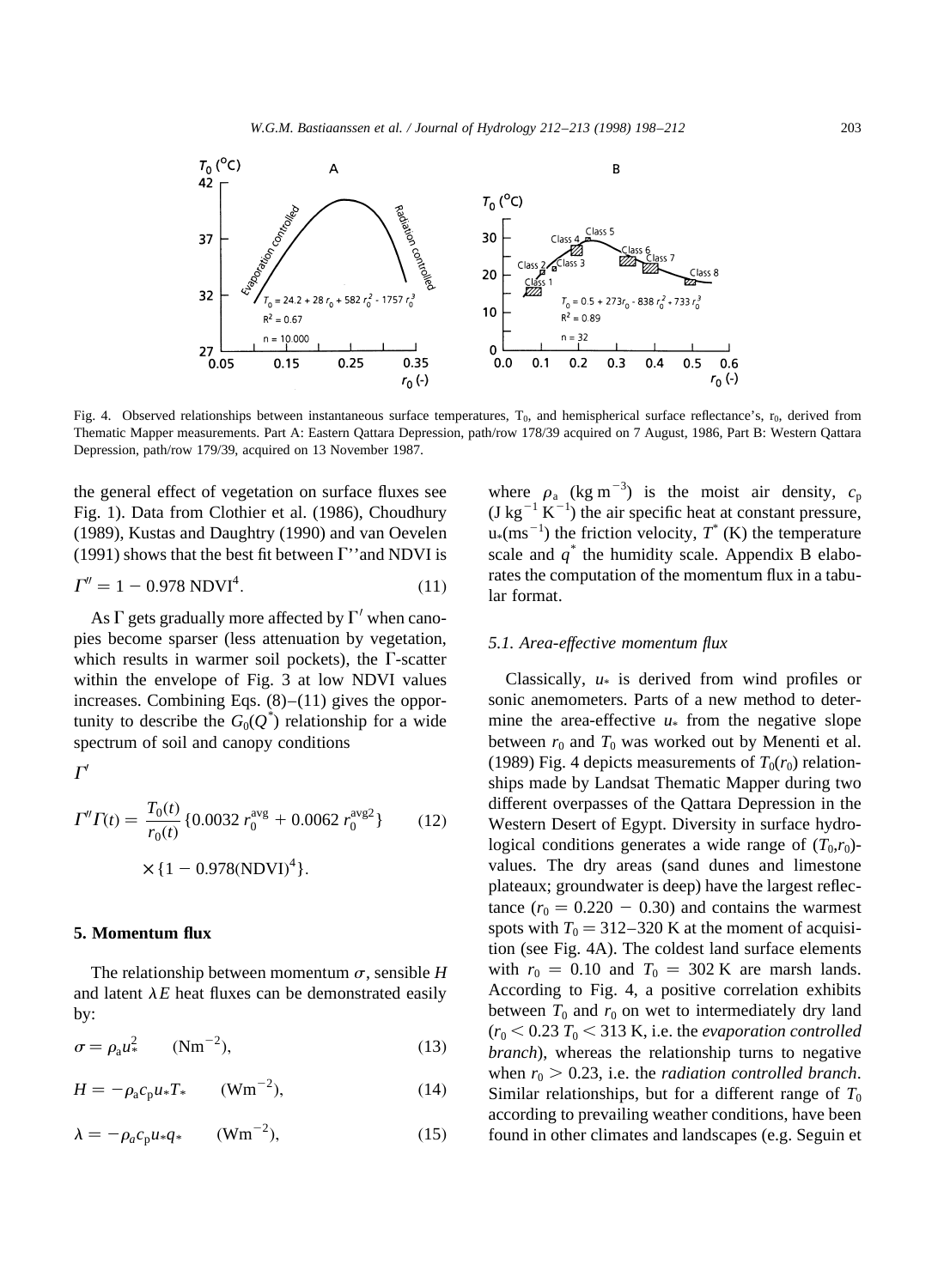Fig. 4. Observed relationships between instantaneous surface temperatures, $T_0$, and hemispherical surface reflectance's, $r_0$, derived from Thematic Mapper measurements. Part A: Eastern Qattara Depression, path/row 178/39 acquired on 7 August, 1986, Part B: Western Qattara Depression, path/row 179/39, acquired on 13 November 1987.

the general effect of vegetation on surface fluxes see Fig. 1). Data from Clothier et al. (1986), Choudhury (1989), Kustas and Daughtry (1990) and van Oevelen (1991) shows that the best fit between $\Gamma''$ and NDVI is

$$\Gamma'' = 1 - 0.978\ \mathrm{NDVI}^4. \tag{11}$$

As $\Gamma$ gets gradually more affected by $\Gamma'$ when canopies become sparser (less attenuation by vegetation, which results in warmer soil pockets), the $\Gamma$-scatter within the envelope of Fig. 3 at low NDVI values increases. Combining Eqs. (8)–(11) gives the opportunity to describe the $G_0(Q^*)$ relationship for a wide spectrum of soil and canopy conditions

$\Gamma'$

$$\Gamma''\Gamma(t) = \frac{T_0(t)}{r_0(t)}\{0.0032\ r_0^{\mathrm{avg}} + 0.0062\ r_0^{\mathrm{avg2}}\} \times \{1 - 0.978(\mathrm{NDVI})^4\}. \tag{12}$$

## 5. Momentum flux

The relationship between momentum $\sigma$, sensible $H$ and latent $\lambda E$ heat fluxes can be demonstrated easily by:

$$\sigma = \rho_a u_*^2 \qquad (\mathrm{Nm}^{-2}), \tag{13}$$

$$H = -\rho_a c_p u_* T_* \qquad (\mathrm{Wm}^{-2}), \tag{14}$$

$$\lambda = -\rho_a c_p u_* q_* \qquad (\mathrm{Wm}^{-2}), \tag{15}$$

where $\rho_a$ ($\mathrm{kg\,m^{-3}}$) is the moist air density, $c_p$ ($\mathrm{J\,kg^{-1}\,K^{-1}}$) the air specific heat at constant pressure, $u_*$($\mathrm{ms^{-1}}$) the friction velocity, $T^*$ (K) the temperature scale and $q^*$ the humidity scale. Appendix B elaborates the computation of the momentum flux in a tabular format.

### 5.1. Area-effective momentum flux

Classically, $u_*$ is derived from wind profiles or sonic anemometers. Parts of a new method to determine the area-effective $u_*$ from the negative slope between $r_0$ and $T_0$ was worked out by Menenti et al. (1989) Fig. 4 depicts measurements of $T_0(r_0)$ relationships made by Landsat Thematic Mapper during two different overpasses of the Qattara Depression in the Western Desert of Egypt. Diversity in surface hydrological conditions generates a wide range of $(T_0,r_0)$-values. The dry areas (sand dunes and limestone plateaux; groundwater is deep) have the largest reflectance ($r_0 = 0.220 - 0.30$) and contains the warmest spots with $T_0 = 312$–$320$ K at the moment of acquisition (see Fig. 4A). The coldest land surface elements with $r_0 = 0.10$ and $T_0 = 302$ K are marsh lands. According to Fig. 4, a positive correlation exhibits between $T_0$ and $r_0$ on wet to intermediately dry land ($r_0 < 0.23$ $T_0 < 313$ K, i.e. the *evaporation controlled branch*), whereas the relationship turns to negative when $r_0 > 0.23$, i.e. the *radiation controlled branch*. Similar relationships, but for a different range of $T_0$ according to prevailing weather conditions, have been found in other climates and landscapes (e.g. Seguin et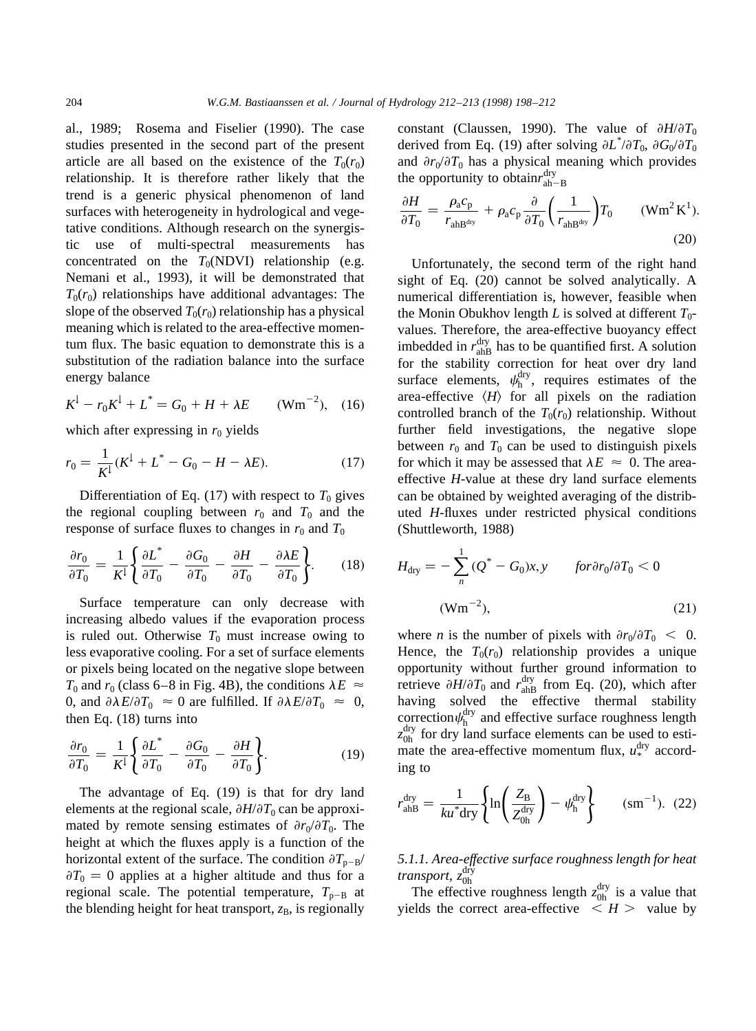al., 1989; Rosema and Fiselier (1990). The case studies presented in the second part of the present article are all based on the existence of the $T_0(r_0)$ relationship. It is therefore rather likely that the trend is a generic physical phenomenon of land surfaces with heterogeneity in hydrological and vegetative conditions. Although research on the synergistic use of multi-spectral measurements has concentrated on the $T_0$(NDVI) relationship (e.g. Nemani et al., 1993), it will be demonstrated that $T_0(r_0)$ relationships have additional advantages: The slope of the observed $T_0(r_0)$ relationship has a physical meaning which is related to the area-effective momentum flux. The basic equation to demonstrate this is a substitution of the radiation balance into the surface energy balance

$$K^{\downarrow} - r_0 K^{\downarrow} + L^{*} = G_0 + H + \lambda E \qquad (\mathrm{Wm}^{-2}), \quad (16)$$

which after expressing in $r_0$ yields

$$r_0 = \frac{1}{K^{\downarrow}}(K^{\downarrow} + L^{*} - G_0 - H - \lambda E). \qquad (17)$$

Differentiation of Eq. (17) with respect to $T_0$ gives the regional coupling between $r_0$ and $T_0$ and the response of surface fluxes to changes in $r_0$ and $T_0$

$$\frac{\partial r_0}{\partial T_0} = \frac{1}{K^{\downarrow}}\left\{\frac{\partial L^{*}}{\partial T_0} - \frac{\partial G_0}{\partial T_0} - \frac{\partial H}{\partial T_0} - \frac{\partial \lambda E}{\partial T_0}\right\}. \qquad (18)$$

Surface temperature can only decrease with increasing albedo values if the evaporation process is ruled out. Otherwise $T_0$ must increase owing to less evaporative cooling. For a set of surface elements or pixels being located on the negative slope between $T_0$ and $r_0$ (class 6–8 in Fig. 4B), the conditions $\lambda E \approx 0$, and $\partial \lambda E/\partial T_0 \approx 0$ are fulfilled. If $\partial \lambda E/\partial T_0 \approx 0$, then Eq. (18) turns into

$$\frac{\partial r_0}{\partial T_0} = \frac{1}{K^{\downarrow}}\left\{\frac{\partial L^{*}}{\partial T_0} - \frac{\partial G_0}{\partial T_0} - \frac{\partial H}{\partial T_0}\right\}. \qquad (19)$$

The advantage of Eq. (19) is that for dry land elements at the regional scale, $\partial H/\partial T_0$ can be approximated by remote sensing estimates of $\partial r_0/\partial T_0$. The height at which the fluxes apply is a function of the horizontal extent of the surface. The condition $\partial T_{p-B}/\partial T_0 = 0$ applies at a higher altitude and thus for a regional scale. The potential temperature, $T_{p-B}$ at the blending height for heat transport, $z_B$, is regionally constant (Claussen, 1990). The value of $\partial H/\partial T_0$ derived from Eq. (19) after solving $\partial L^{*}/\partial T_0$, $\partial G_0/\partial T_0$ and $\partial r_0/\partial T_0$ has a physical meaning which provides the opportunity to obtain $r_{ah-B}^{dry}$

$$\frac{\partial H}{\partial T_0} = \frac{\rho_a c_p}{r_{ahB^{dry}}} + \rho_a c_p \frac{\partial}{\partial T_0}\left(\frac{1}{r_{ahB^{dry}}}\right) T_0 \qquad (\mathrm{Wm}^2\,\mathrm{K}^1). \qquad (20)$$

Unfortunately, the second term of the right hand sight of Eq. (20) cannot be solved analytically. A numerical differentiation is, however, feasible when the Monin Obukhov length $L$ is solved at different $T_0$-values. Therefore, the area-effective buoyancy effect imbedded in $r_{ahB}^{dry}$ has to be quantified first. A solution for the stability correction for heat over dry land surface elements, $\psi_h^{dry}$, requires estimates of the area-effective $\langle H \rangle$ for all pixels on the radiation controlled branch of the $T_0(r_0)$ relationship. Without further field investigations, the negative slope between $r_0$ and $T_0$ can be used to distinguish pixels for which it may be assessed that $\lambda E \approx 0$. The area-effective $H$-value at these dry land surface elements can be obtained by weighted averaging of the distributed $H$-fluxes under restricted physical conditions (Shuttleworth, 1988)

$$H_{dry} = -\sum_{n}^{1} (Q^{*} - G_0) x, y \qquad for\, \partial r_0/\partial T_0 < 0 \qquad (\mathrm{Wm}^{-2}), \qquad (21)$$

where $n$ is the number of pixels with $\partial r_0/\partial T_0 < 0$. Hence, the $T_0(r_0)$ relationship provides a unique opportunity without further ground information to retrieve $\partial H/\partial T_0$ and $r_{ahB}^{dry}$ from Eq. (20), which after having solved the effective thermal stability correction $\psi_h^{dry}$ and effective surface roughness length $z_{0h}^{dry}$ for dry land surface elements can be used to estimate the area-effective momentum flux, $u_*^{dry}$ according to

$$r_{ahB}^{dry} = \frac{1}{k u^{*}\mathrm{dry}}\left\{\ln\left(\frac{Z_B}{Z_{0h}^{dry}}\right) - \psi_h^{dry}\right\} \qquad (\mathrm{sm}^{-1}). \quad (22)$$

#### 5.1.1. Area-effective surface roughness length for heat transport, $z_{0h}^{dry}$

The effective roughness length $z_{0h}^{dry}$ is a value that yields the correct area-effective $< H >$ value by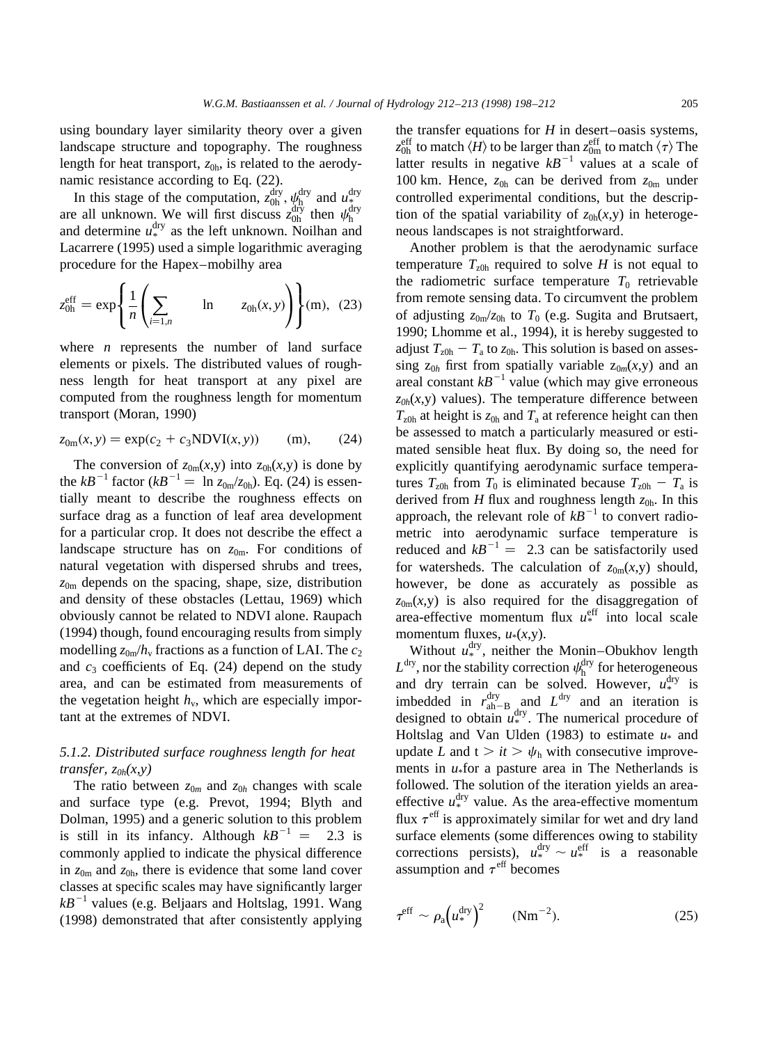using boundary layer similarity theory over a given landscape structure and topography. The roughness length for heat transport, $z_{0h}$, is related to the aerodynamic resistance according to Eq. (22).

In this stage of the computation, $z_{0h}^{dry}$, $\psi_h^{dry}$ and $u_*^{dry}$ are all unknown. We will first discuss $z_{0h}^{dry}$ then $\psi_h^{dry}$ and determine $u_*^{dry}$ as the left unknown. Noilhan and Lacarrere (1995) used a simple logarithmic averaging procedure for the Hapex–mobilhy area

$$z_{0h}^{eff} = \exp\left\{\frac{1}{n}\left(\sum_{i=1,n} \ln \quad z_{0h}(x,y)\right)\right\} (\mathrm{m}), \quad (23)$$

where $n$ represents the number of land surface elements or pixels. The distributed values of roughness length for heat transport at any pixel are computed from the roughness length for momentum transport (Moran, 1990)

$$z_{0m}(x,y) = \exp(c_2 + c_3 \mathrm{NDVI}(x,y)) \qquad (\mathrm{m}), \qquad (24)$$

The conversion of $z_{0m}(x,y)$ into $z_{0h}(x,y)$ is done by the $kB^{-1}$ factor ($kB^{-1} = \ln z_{0m}/z_{0h}$). Eq. (24) is essentially meant to describe the roughness effects on surface drag as a function of leaf area development for a particular crop. It does not describe the effect a landscape structure has on $z_{0m}$. For conditions of natural vegetation with dispersed shrubs and trees, $z_{0m}$ depends on the spacing, shape, size, distribution and density of these obstacles (Lettau, 1969) which obviously cannot be related to NDVI alone. Raupach (1994) though, found encouraging results from simply modelling $z_{0m}/h_v$ fractions as a function of LAI. The $c_2$ and $c_3$ coefficients of Eq. (24) depend on the study area, and can be estimated from measurements of the vegetation height $h_v$, which are especially important at the extremes of NDVI.

### 5.1.2. Distributed surface roughness length for heat transfer, $z_{0h}(x,y)$

The ratio between $z_{0m}$ and $z_{0h}$ changes with scale and surface type (e.g. Prevot, 1994; Blyth and Dolman, 1995) and a generic solution to this problem is still in its infancy. Although $kB^{-1} = 2.3$ is commonly applied to indicate the physical difference in $z_{0m}$ and $z_{0h}$, there is evidence that some land cover classes at specific scales may have significantly larger $kB^{-1}$ values (e.g. Beljaars and Holtslag, 1991. Wang (1998) demonstrated that after consistently applying the transfer equations for $H$ in desert–oasis systems, $z_{0h}^{eff}$ to match $\langle H \rangle$ to be larger than $z_{0m}^{eff}$ to match $\langle \tau \rangle$ The latter results in negative $kB^{-1}$ values at a scale of 100 km. Hence, $z_{0h}$ can be derived from $z_{0m}$ under controlled experimental conditions, but the description of the spatial variability of $z_{0h}(x,y)$ in heterogeneous landscapes is not straightforward.

Another problem is that the aerodynamic surface temperature $T_{z0h}$ required to solve $H$ is not equal to the radiometric surface temperature $T_0$ retrievable from remote sensing data. To circumvent the problem of adjusting $z_{0m}/z_{0h}$ to $T_0$ (e.g. Sugita and Brutsaert, 1990; Lhomme et al., 1994), it is hereby suggested to adjust $T_{z0h} - T_a$ to $z_{0h}$. This solution is based on assessing $z_{0h}$ first from spatially variable $z_{0m}(x,y)$ and an areal constant $kB^{-1}$ value (which may give erroneous $z_{0h}(x,y)$ values). The temperature difference between $T_{z0h}$ at height is $z_{0h}$ and $T_a$ at reference height can then be assessed to match a particularly measured or estimated sensible heat flux. By doing so, the need for explicitly quantifying aerodynamic surface temperatures $T_{z0h}$ from $T_0$ is eliminated because $T_{z0h} - T_a$ is derived from $H$ flux and roughness length $z_{0h}$. In this approach, the relevant role of $kB^{-1}$ to convert radiometric into aerodynamic surface temperature is reduced and $kB^{-1} = 2.3$ can be satisfactorily used for watersheds. The calculation of $z_{0m}(x,y)$ should, however, be done as accurately as possible as $z_{0m}(x,y)$ is also required for the disaggregation of area-effective momentum flux $u_*^{eff}$ into local scale momentum fluxes, $u_*(x,y)$.

Without $u_*^{dry}$, neither the Monin–Obukhov length $L^{dry}$, nor the stability correction $\psi_h^{dry}$ for heterogeneous and dry terrain can be solved. However, $u_*^{dry}$ is imbedded in $r_{ah-B}^{dry}$ and $L^{dry}$ and an iteration is designed to obtain $u_*^{dry}$. The numerical procedure of Holtslag and Van Ulden (1983) to estimate $u_*$ and update $L$ and t > it > $\psi_h$ with consecutive improvements in $u_*$for a pasture area in The Netherlands is followed. The solution of the iteration yields an area-effective $u_*^{dry}$ value. As the area-effective momentum flux $\tau^{eff}$ is approximately similar for wet and dry land surface elements (some differences owing to stability corrections persists), $u_*^{dry} \sim u_*^{eff}$ is a reasonable assumption and $\tau^{eff}$ becomes

$$\tau^{eff} \sim \rho_a \left(u_*^{dry}\right)^2 \qquad (\mathrm{Nm}^{-2}). \qquad (25)$$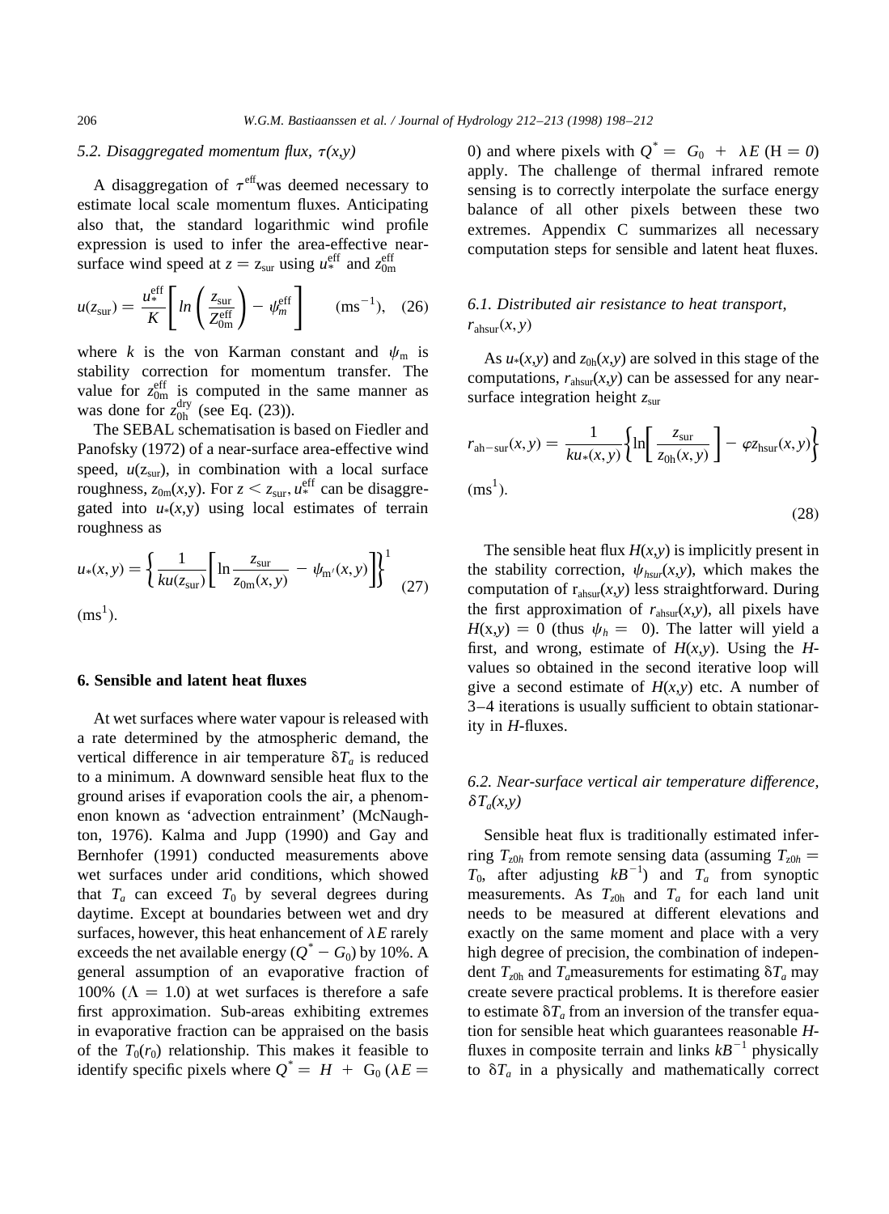### 5.2. Disaggregated momentum flux, $\tau(x,y)$

A disaggregation of $\tau^{\text{eff}}$was deemed necessary to estimate local scale momentum fluxes. Anticipating also that, the standard logarithmic wind profile expression is used to infer the area-effective near-surface wind speed at $z = z_{\text{sur}}$ using $u_*^{\text{eff}}$ and $z_{0\text{m}}^{\text{eff}}$

$$u(z_{\text{sur}}) = \frac{u_*^{\text{eff}}}{K}\left[ln\left(\frac{z_{\text{sur}}}{Z_{0\text{m}}^{\text{eff}}}\right) - \psi_m^{\text{eff}}\right] \qquad (\text{ms}^{-1}), \quad (26)$$

where $k$ is the von Karman constant and $\psi_{\text{m}}$ is stability correction for momentum transfer. The value for $z_{0\text{m}}^{\text{eff}}$ is computed in the same manner as was done for $z_{0\text{h}}^{\text{dry}}$ (see Eq. (23)).

The SEBAL schematisation is based on Fiedler and Panofsky (1972) of a near-surface area-effective wind speed, $u(z_{\text{sur}})$, in combination with a local surface roughness, $z_{0\text{m}}(x,y)$. For $z < z_{\text{sur}}$, $u_*^{\text{eff}}$ can be disaggregated into $u_*(x,y)$ using local estimates of terrain roughness as

$$u_*(x,y) = \left\{\frac{1}{ku(z_{\text{sur}})}\left[\ln\frac{z_{\text{sur}}}{z_{0\text{m}}(x,y)} - \psi_{\text{m}'}(x,y)\right]\right\}^1 \quad (27)$$

$(\text{ms}^1)$.

## 6. Sensible and latent heat fluxes

At wet surfaces where water vapour is released with a rate determined by the atmospheric demand, the vertical difference in air temperature $\delta T_a$ is reduced to a minimum. A downward sensible heat flux to the ground arises if evaporation cools the air, a phenomenon known as 'advection entrainment' (McNaughton, 1976). Kalma and Jupp (1990) and Gay and Bernhofer (1991) conducted measurements above wet surfaces under arid conditions, which showed that $T_a$ can exceed $T_0$ by several degrees during daytime. Except at boundaries between wet and dry surfaces, however, this heat enhancement of $\lambda E$ rarely exceeds the net available energy ($Q^* - G_0$) by 10%. A general assumption of an evaporative fraction of 100% ($\Lambda = 1.0$) at wet surfaces is therefore a safe first approximation. Sub-areas exhibiting extremes in evaporative fraction can be appraised on the basis of the $T_0(r_0)$ relationship. This makes it feasible to identify specific pixels where $Q^* = H + G_0$ ($\lambda E = 0$) and where pixels with $Q^* = G_0 + \lambda E$ ($H = 0$) apply. The challenge of thermal infrared remote sensing is to correctly interpolate the surface energy balance of all other pixels between these two extremes. Appendix C summarizes all necessary computation steps for sensible and latent heat fluxes.

### 6.1. Distributed air resistance to heat transport, $r_{\text{ahsur}}(x,y)$

As $u_*(x,y)$ and $z_{0\text{h}}(x,y)$ are solved in this stage of the computations, $r_{\text{ahsur}}(x,y)$ can be assessed for any near-surface integration height $z_{\text{sur}}$

$$r_{\text{ah-sur}}(x,y) = \frac{1}{ku_*(x,y)}\left\{\ln\left[\frac{z_{\text{sur}}}{z_{0\text{h}}(x,y)}\right] - \varphi z_{\text{hsur}}(x,y)\right\}$$

$(\text{ms}^1)$. (28)

The sensible heat flux $H(x,y)$ is implicitly present in the stability correction, $\psi_{hsur}(x,y)$, which makes the computation of $r_{\text{ahsur}}(x,y)$ less straightforward. During the first approximation of $r_{\text{ahsur}}(x,y)$, all pixels have $H(x,y) = 0$ (thus $\psi_h = 0$). The latter will yield a first, and wrong, estimate of $H(x,y)$. Using the $H$-values so obtained in the second iterative loop will give a second estimate of $H(x,y)$ etc. A number of 3–4 iterations is usually sufficient to obtain stationarity in $H$-fluxes.

### 6.2. Near-surface vertical air temperature difference, $\delta T_a(x,y)$

Sensible heat flux is traditionally estimated inferring $T_{z0h}$ from remote sensing data (assuming $T_{z0h} = T_0$, after adjusting $kB^{-1}$) and $T_a$ from synoptic measurements. As $T_{z0\text{h}}$ and $T_a$ for each land unit needs to be measured at different elevations and exactly on the same moment and place with a very high degree of precision, the combination of independent $T_{z0\text{h}}$ and $T_a$measurements for estimating $\delta T_a$ may create severe practical problems. It is therefore easier to estimate $\delta T_a$ from an inversion of the transfer equation for sensible heat which guarantees reasonable $H$-fluxes in composite terrain and links $kB^{-1}$ physically to $\delta T_a$ in a physically and mathematically correct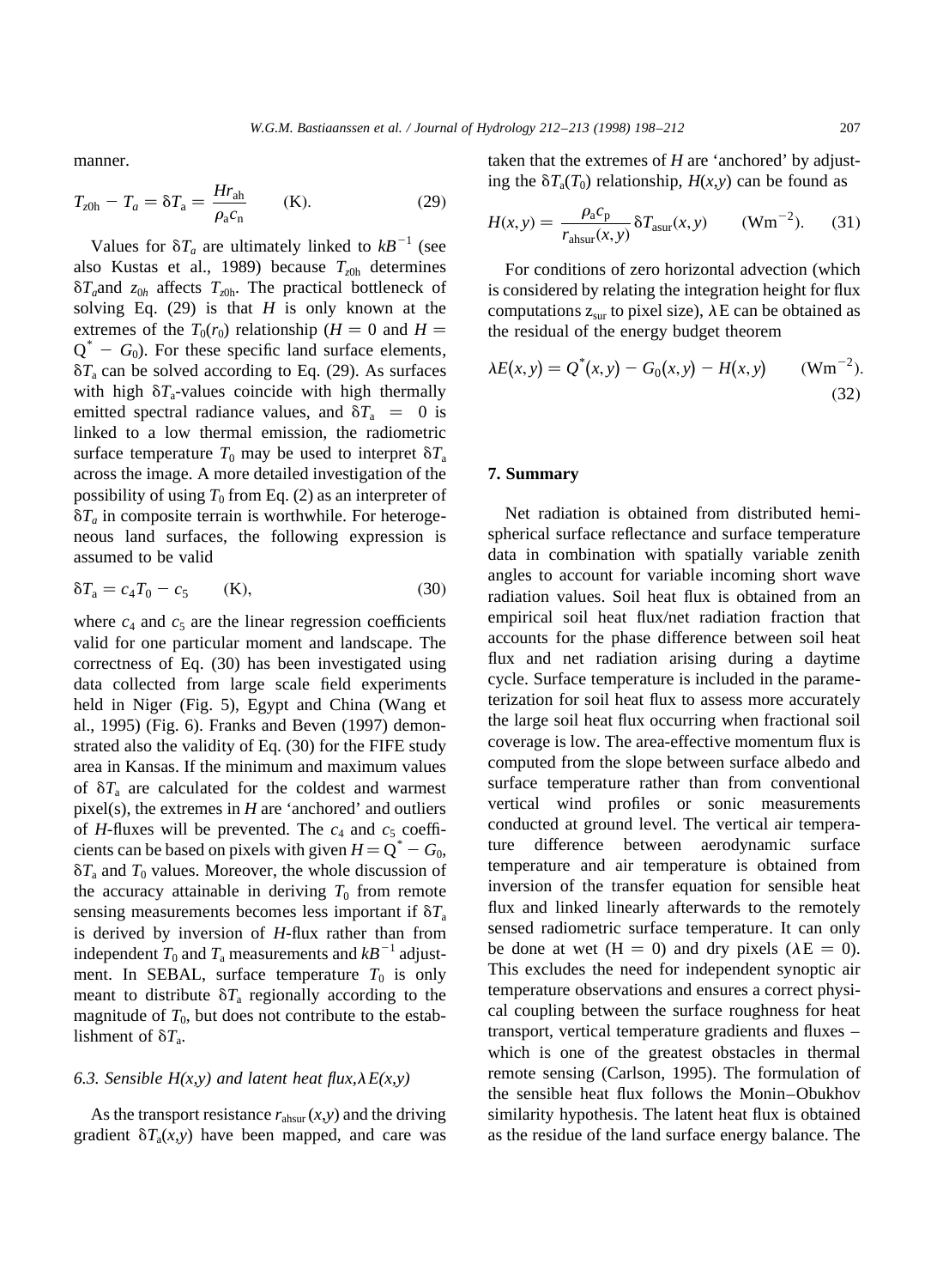manner.

$$T_{z0h} - T_a = \delta T_a = \frac{H r_{ah}}{\rho_a c_n} \qquad \text{(K)}. \tag{29}$$

Values for $\delta T_a$ are ultimately linked to $kB^{-1}$ (see also Kustas et al., 1989) because $T_{z0h}$ determines $\delta T_a$ and $z_{0h}$ affects $T_{z0h}$. The practical bottleneck of solving Eq. (29) is that $H$ is only known at the extremes of the $T_0(r_0)$ relationship ($H = 0$ and $H = Q^* - G_0$). For these specific land surface elements, $\delta T_a$ can be solved according to Eq. (29). As surfaces with high $\delta T_a$-values coincide with high thermally emitted spectral radiance values, and $\delta T_a = 0$ is linked to a low thermal emission, the radiometric surface temperature $T_0$ may be used to interpret $\delta T_a$ across the image. A more detailed investigation of the possibility of using $T_0$ from Eq. (2) as an interpreter of $\delta T_a$ in composite terrain is worthwhile. For heterogeneous land surfaces, the following expression is assumed to be valid

$$\delta T_a = c_4 T_0 - c_5 \qquad \text{(K)}, \tag{30}$$

where $c_4$ and $c_5$ are the linear regression coefficients valid for one particular moment and landscape. The correctness of Eq. (30) has been investigated using data collected from large scale field experiments held in Niger (Fig. 5), Egypt and China (Wang et al., 1995) (Fig. 6). Franks and Beven (1997) demonstrated also the validity of Eq. (30) for the FIFE study area in Kansas. If the minimum and maximum values of $\delta T_a$ are calculated for the coldest and warmest pixel(s), the extremes in $H$ are 'anchored' and outliers of $H$-fluxes will be prevented. The $c_4$ and $c_5$ coefficients can be based on pixels with given $H = Q^* - G_0$, $\delta T_a$ and $T_0$ values. Moreover, the whole discussion of the accuracy attainable in deriving $T_0$ from remote sensing measurements becomes less important if $\delta T_a$ is derived by inversion of $H$-flux rather than from independent $T_0$ and $T_a$ measurements and $kB^{-1}$ adjustment. In SEBAL, surface temperature $T_0$ is only meant to distribute $\delta T_a$ regionally according to the magnitude of $T_0$, but does not contribute to the establishment of $\delta T_a$.

### 6.3. Sensible $H(x,y)$ and latent heat flux, $\lambda E(x,y)$

As the transport resistance $r_{ahsur}(x,y)$ and the driving gradient $\delta T_a(x,y)$ have been mapped, and care was taken that the extremes of $H$ are 'anchored' by adjusting the $\delta T_a(T_0)$ relationship, $H(x,y)$ can be found as

$$H(x,y) = \frac{\rho_a c_p}{r_{ahsur}(x,y)} \delta T_{asur}(x,y) \qquad (\text{Wm}^{-2}). \tag{31}$$

For conditions of zero horizontal advection (which is considered by relating the integration height for flux computations $z_{sur}$ to pixel size), $\lambda E$ can be obtained as the residual of the energy budget theorem

$$\lambda E(x,y) = Q^*(x,y) - G_0(x,y) - H(x,y) \qquad (\text{Wm}^{-2}). \tag{32}$$

## 7. Summary

Net radiation is obtained from distributed hemispherical surface reflectance and surface temperature data in combination with spatially variable zenith angles to account for variable incoming short wave radiation values. Soil heat flux is obtained from an empirical soil heat flux/net radiation fraction that accounts for the phase difference between soil heat flux and net radiation arising during a daytime cycle. Surface temperature is included in the parameterization for soil heat flux to assess more accurately the large soil heat flux occurring when fractional soil coverage is low. The area-effective momentum flux is computed from the slope between surface albedo and surface temperature rather than from conventional vertical wind profiles or sonic measurements conducted at ground level. The vertical air temperature difference between aerodynamic surface temperature and air temperature is obtained from inversion of the transfer equation for sensible heat flux and linked linearly afterwards to the remotely sensed radiometric surface temperature. It can only be done at wet ($H = 0$) and dry pixels ($\lambda E = 0$). This excludes the need for independent synoptic air temperature observations and ensures a correct physical coupling between the surface roughness for heat transport, vertical temperature gradients and fluxes – which is one of the greatest obstacles in thermal remote sensing (Carlson, 1995). The formulation of the sensible heat flux follows the Monin–Obukhov similarity hypothesis. The latent heat flux is obtained as the residue of the land surface energy balance. The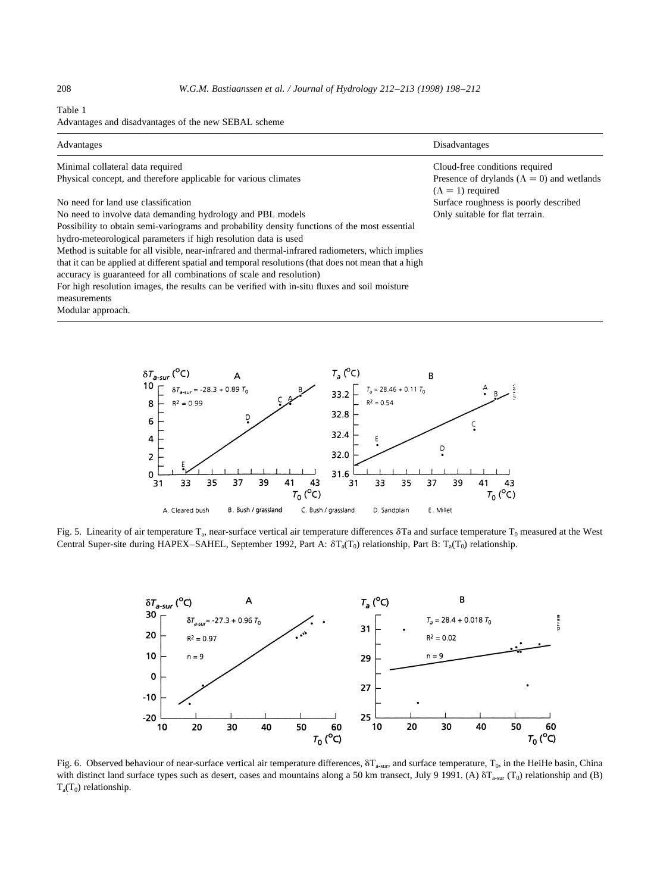Table 1
Advantages and disadvantages of the new SEBAL scheme

| Advantages | Disadvantages |
|---|---|
| Minimal collateral data required | Cloud-free conditions required |
| Physical concept, and therefore applicable for various climates | Presence of drylands ($\Lambda = 0$) and wetlands ($\Lambda = 1$) required |
| No need for land use classification | Surface roughness is poorly described |
| No need to involve data demanding hydrology and PBL models | Only suitable for flat terrain. |
| Possibility to obtain semi-variograms and probability density functions of the most essential hydro-meteorological parameters if high resolution data is used | |
| Method is suitable for all visible, near-infrared and thermal-infrared radiometers, which implies that it can be applied at different spatial and temporal resolutions (that does not mean that a high accuracy is guaranteed for all combinations of scale and resolution) | |
| For high resolution images, the results can be verified with in-situ fluxes and soil moisture measurements | |
| Modular approach. | |

Fig. 5. Linearity of air temperature $T_a$, near-surface vertical air temperature differences $\delta Ta$ and surface temperature $T_0$ measured at the West Central Super-site during HAPEX–SAHEL, September 1992, Part A: $\delta T_a(T_0)$ relationship, Part B: $T_a(T_0)$ relationship.

Fig. 6. Observed behaviour of near-surface vertical air temperature differences, $\delta T_{a\text{-}sur}$, and surface temperature, $T_0$, in the HeiHe basin, China with distinct land surface types such as desert, oases and mountains along a 50 km transect, July 9 1991. (A) $\delta T_{a\text{-}sur}$ ($T_0$) relationship and (B) $T_a(T_0)$ relationship.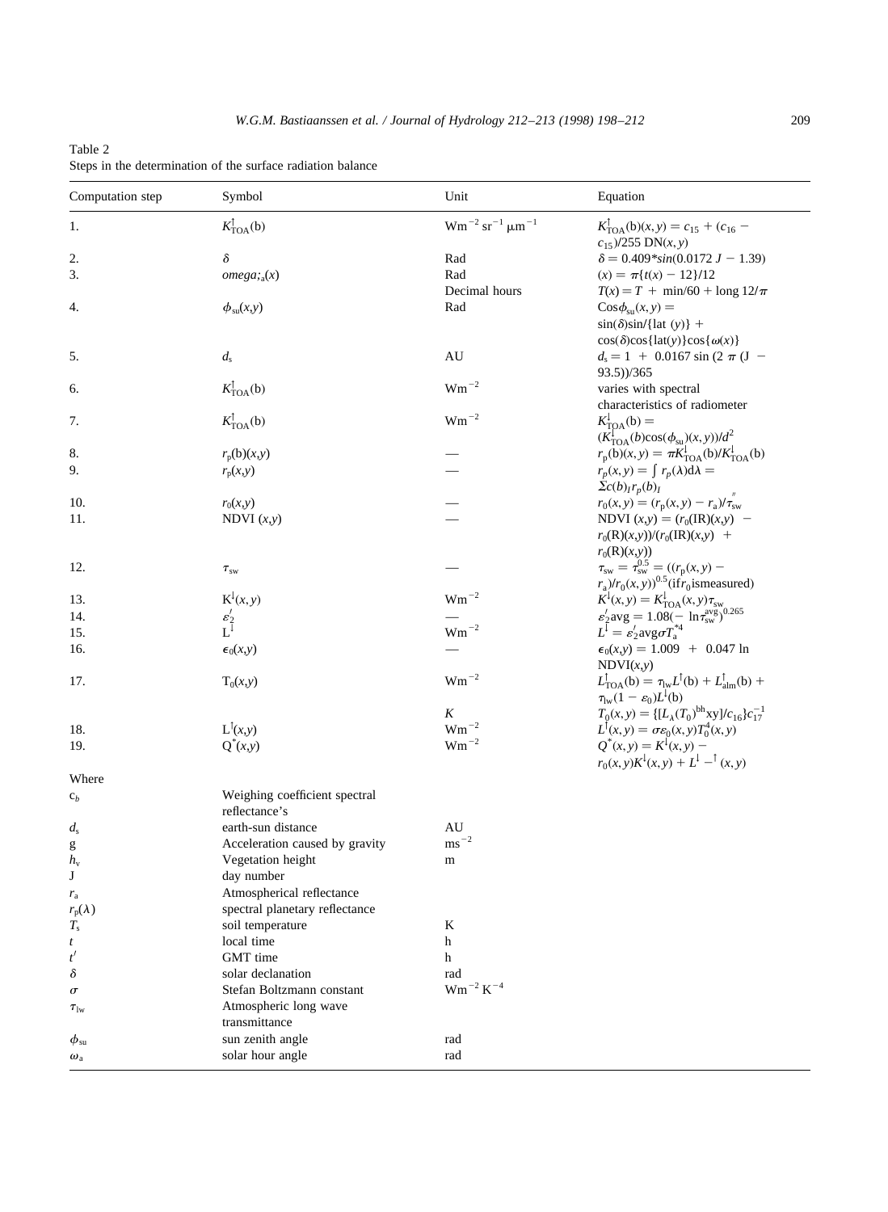Table 2
Steps in the determination of the surface radiation balance

| Computation step | Symbol | Unit | Equation |
|---|---|---|---|
| 1. | $K^{\uparrow}_{TOA}(b)$ | $Wm^{-2}\,sr^{-1}\,\mu m^{-1}$ | $K^{\uparrow}_{TOA}(b)(x,y) = c_{15} + (c_{16} - c_{15})/255\ DN(x,y)$ |
| 2. | $\delta$ | Rad | $\delta = 0.409*sin(0.0172\ J - 1.39)$ |
| 3. | omega;$_a(x)$ | Rad | $(x) = \pi\{t(x) - 12\}/12$ |
| | | Decimal hours | $T(x) = T + \min/60 + \mathrm{long}\ 12/\pi$ |
| 4. | $\phi_{su}(x,y)$ | Rad | $\mathrm{Cos}\phi_{su}(x,y) = \sin(\delta)\sin/\{\mathrm{lat}\ (y)\} + \cos(\delta)\cos\{\mathrm{lat}(y)\}\cos\{\omega(x)\}$ |
| 5. | $d_s$ | AU | $d_s = 1 + 0.0167\sin(2\ \pi\ (J - 93.5))/365$ |
| 6. | $K^{\uparrow}_{TOA}(b)$ | $Wm^{-2}$ | varies with spectral characteristics of radiometer |
| 7. | $K^{\uparrow}_{TOA}(b)$ | $Wm^{-2}$ | $K^{\downarrow}_{TOA}(b) = (K^{\downarrow}_{TOA}(b)\cos(\phi_{su})(x,y))/d^2$ |
| 8. | $r_p(b)(x,y)$ | — | $r_p(b)(x,y) = \pi K^{\downarrow}_{TOA}(b)/K^{\downarrow}_{TOA}(b)$ |
| 9. | $r_p(x,y)$ | — | $r_p(x,y) = \int r_p(\lambda)d\lambda = \Sigma c(b)_I r_p(b)_I$ |
| 10. | $r_0(x,y)$ | — | $r_0(x,y) = (r_p(x,y) - r_a)/\tau''_{sw}$ |
| 11. | NDVI $(x,y)$ | — | $\mathrm{NDVI}\ (x,y) = (r_0(\mathrm{IR})(x,y) - r_0(\mathrm{R})(x,y))/(r_0(\mathrm{IR})(x,y) + r_0(\mathrm{R})(x,y))$ |
| 12. | $\tau_{sw}$ | — | $\tau_{sw} = \tau^{0.5}_{sw} = ((r_p(x,y) - r_a)/r_0(x,y))^{0.5}$(if$r_0$ismeasured) |
| 13. | $K^{\downarrow}(x,y)$ | $Wm^{-2}$ | $K^{\downarrow}(x,y) = K^{\downarrow}_{TOA}(x,y)\tau_{sw}$ |
| 14. | $\varepsilon'_2$ | — | $\varepsilon'_2\mathrm{avg} = 1.08(-\ln\tau^{avg}_{sw})^{0.265}$ |
| 15. | $L^{\downarrow}$ | $Wm^{-2}$ | $L^{\downarrow} = \varepsilon'_2\mathrm{avg}\,\sigma T^{*4}_a$ |
| 16. | $\epsilon_0(x,y)$ | — | $\epsilon_0(x,y) = 1.009 + 0.047\ln \mathrm{NDVI}(x,y)$ |
| 17. | $T_0(x,y)$ | $Wm^{-2}$ | $L^{\uparrow}_{TOA}(b) = \tau_{lw}L^{\uparrow}(b) + L^{\uparrow}_{alm}(b) + \tau_{lw}(1 - \varepsilon_0)L^{\downarrow}(b)$ |
| | | $K$ | $T_0(x,y) = \{[L_\lambda(T_0)^{bh}xy]/c_{16}\}c^{-1}_{17}$ |
| 18. | $L^{\uparrow}(x,y)$ | $Wm^{-2}$ | $L^{\uparrow}(x,y) = \sigma\varepsilon_0(x,y)T^4_0(x,y)$ |
| 19. | $Q^*(x,y)$ | $Wm^{-2}$ | $Q^*(x,y) = K^{\downarrow}(x,y) - r_0(x,y)K^{\downarrow}(x,y) + L^{\downarrow} -^{\uparrow}(x,y)$ |

Where

| Symbol | Description | Unit |
|---|---|---|
| $c_b$ | Weighing coefficient spectral reflectance's | |
| $d_s$ | earth-sun distance | AU |
| g | Acceleration caused by gravity | $ms^{-2}$ |
| $h_v$ | Vegetation height | m |
| J | day number | |
| $r_a$ | Atmospherical reflectance | |
| $r_p(\lambda)$ | spectral planetary reflectance | |
| $T_s$ | soil temperature | K |
| $t$ | local time | h |
| $t'$ | GMT time | h |
| $\delta$ | solar declanation | rad |
| $\sigma$ | Stefan Boltzmann constant | $Wm^{-2}\,K^{-4}$ |
| $\tau_{lw}$ | Atmospheric long wave transmittance | |
| $\phi_{su}$ | sun zenith angle | rad |
| $\omega_a$ | solar hour angle | rad |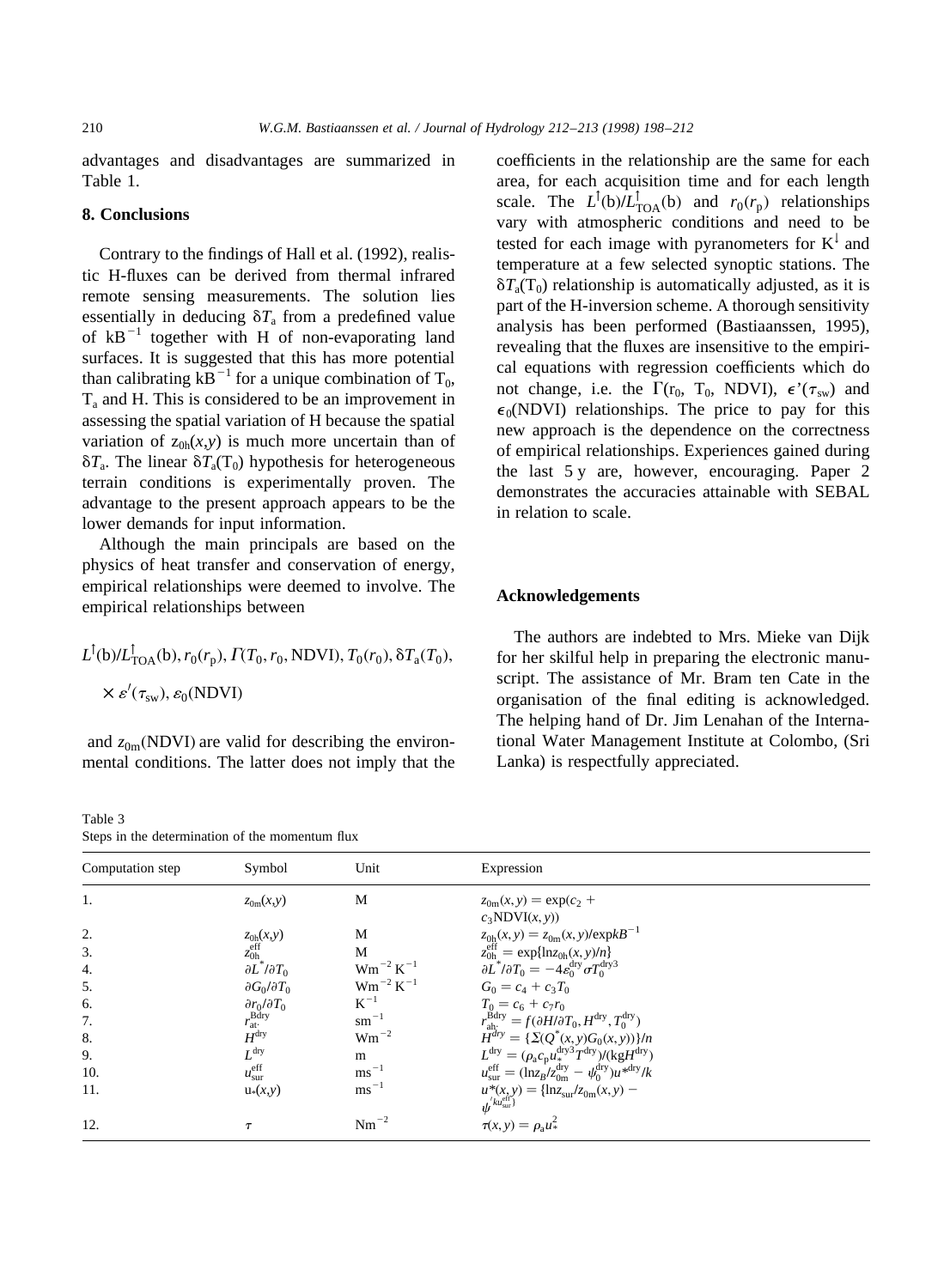advantages and disadvantages are summarized in Table 1.

## 8. Conclusions

Contrary to the findings of Hall et al. (1992), realistic H-fluxes can be derived from thermal infrared remote sensing measurements. The solution lies essentially in deducing $\delta T_a$ from a predefined value of $kB^{-1}$ together with H of non-evaporating land surfaces. It is suggested that this has more potential than calibrating $kB^{-1}$ for a unique combination of $T_0$, $T_a$ and H. This is considered to be an improvement in assessing the spatial variation of H because the spatial variation of $z_{0h}(x,y)$ is much more uncertain than of $\delta T_a$. The linear $\delta T_a(T_0)$ hypothesis for heterogeneous terrain conditions is experimentally proven. The advantage to the present approach appears to be the lower demands for input information.

Although the main principals are based on the physics of heat transfer and conservation of energy, empirical relationships were deemed to involve. The empirical relationships between

$$L^{\uparrow}(\text{b})/L^{\uparrow}_{\text{TOA}}(\text{b}), r_0(r_p), \Gamma(T_0, r_0, \text{NDVI}), T_0(r_0), \delta T_a(T_0), \times \varepsilon'(\tau_{sw}), \varepsilon_0(\text{NDVI})$$

and $z_{0m}(\text{NDVI})$ are valid for describing the environmental conditions. The latter does not imply that the coefficients in the relationship are the same for each area, for each acquisition time and for each length scale. The $L^{\uparrow}(\text{b})/L^{\uparrow}_{\text{TOA}}(\text{b})$ and $r_0(r_p)$ relationships vary with atmospheric conditions and need to be tested for each image with pyranometers for $K^{\downarrow}$ and temperature at a few selected synoptic stations. The $\delta T_a(T_0)$ relationship is automatically adjusted, as it is part of the H-inversion scheme. A thorough sensitivity analysis has been performed (Bastiaanssen, 1995), revealing that the fluxes are insensitive to the empirical equations with regression coefficients which do not change, i.e. the $\Gamma(r_0, T_0, \text{NDVI})$, $\epsilon'(\tau_{sw})$ and $\epsilon_0(\text{NDVI})$ relationships. The price to pay for this new approach is the dependence on the correctness of empirical relationships. Experiences gained during the last 5 y are, however, encouraging. Paper 2 demonstrates the accuracies attainable with SEBAL in relation to scale.

## Acknowledgements

The authors are indebted to Mrs. Mieke van Dijk for her skilful help in preparing the electronic manuscript. The assistance of Mr. Bram ten Cate in the organisation of the final editing is acknowledged. The helping hand of Dr. Jim Lenahan of the International Water Management Institute at Colombo, (Sri Lanka) is respectfully appreciated.

Table 3
Steps in the determination of the momentum flux

| Computation step | Symbol | Unit | Expression |
|---|---|---|---|
| 1. | $z_{0m}(x,y)$ | M | $z_{0m}(x,y) = \exp(c_2 + c_3\text{NDVI}(x,y))$ |
| 2. | $z_{0h}(x,y)$ | M | $z_{0h}(x,y) = z_{0m}(x,y)/\exp kB^{-1}$ |
| 3. | $z_{0h}^{\text{eff}}$ | M | $z_{0h}^{\text{eff}} = \exp\{\ln z_{0h}(x,y)/n\}$ |
| 4. | $\partial L^{*}/\partial T_0$ | $\text{Wm}^{-2}\,\text{K}^{-1}$ | $\partial L^{*}/\partial T_0 = -4\varepsilon_0^{\text{dry}}\sigma T_0^{\text{dry}3}$ |
| 5. | $\partial G_0/\partial T_0$ | $\text{Wm}^{-2}\,\text{K}^{-1}$ | $G_0 = c_4 + c_3 T_0$ |
| 6. | $\partial r_0/\partial T_0$ | $\text{K}^{-1}$ | $T_0 = c_6 + c_7 r_0$ |
| 7. | $r_{\text{at}}^{\text{Bdry}}$ | $\text{sm}^{-1}$ | $r_{\text{ah}}^{\text{Bdry}} = f(\partial H/\partial T_0, H^{\text{dry}}, T_0^{\text{dry}})$ |
| 8. | $H^{\text{dry}}$ | $\text{Wm}^{-2}$ | $H^{\text{dry}} = \{\Sigma(Q^{*}(x,y)G_0(x,y))\}/n$ |
| 9. | $L^{\text{dry}}$ | m | $L^{\text{dry}} = (\rho_a c_p u_{*}^{\text{dry}3} T^{\text{dry}})/(\text{kg}H^{\text{dry}})$ |
| 10. | $u_{\text{sur}}^{\text{eff}}$ | $\text{ms}^{-1}$ | $u_{\text{sur}}^{\text{eff}} = (\ln z_B/z_{0m}^{\text{dry}} - \psi_0^{\text{dry}})u_{*}^{\text{dry}}/k$ |
| 11. | $u_{*}(x,y)$ | $\text{ms}^{-1}$ | $u_{*}(x,y) = \{\ln z_{\text{sur}}/z_{0m}(x,y) - \psi^{'ku_{\text{sur}}^{\text{eff}}\}}$ |
| 12. | $\tau$ | $\text{Nm}^{-2}$ | $\tau(x,y) = \rho_a u_{*}^2$ |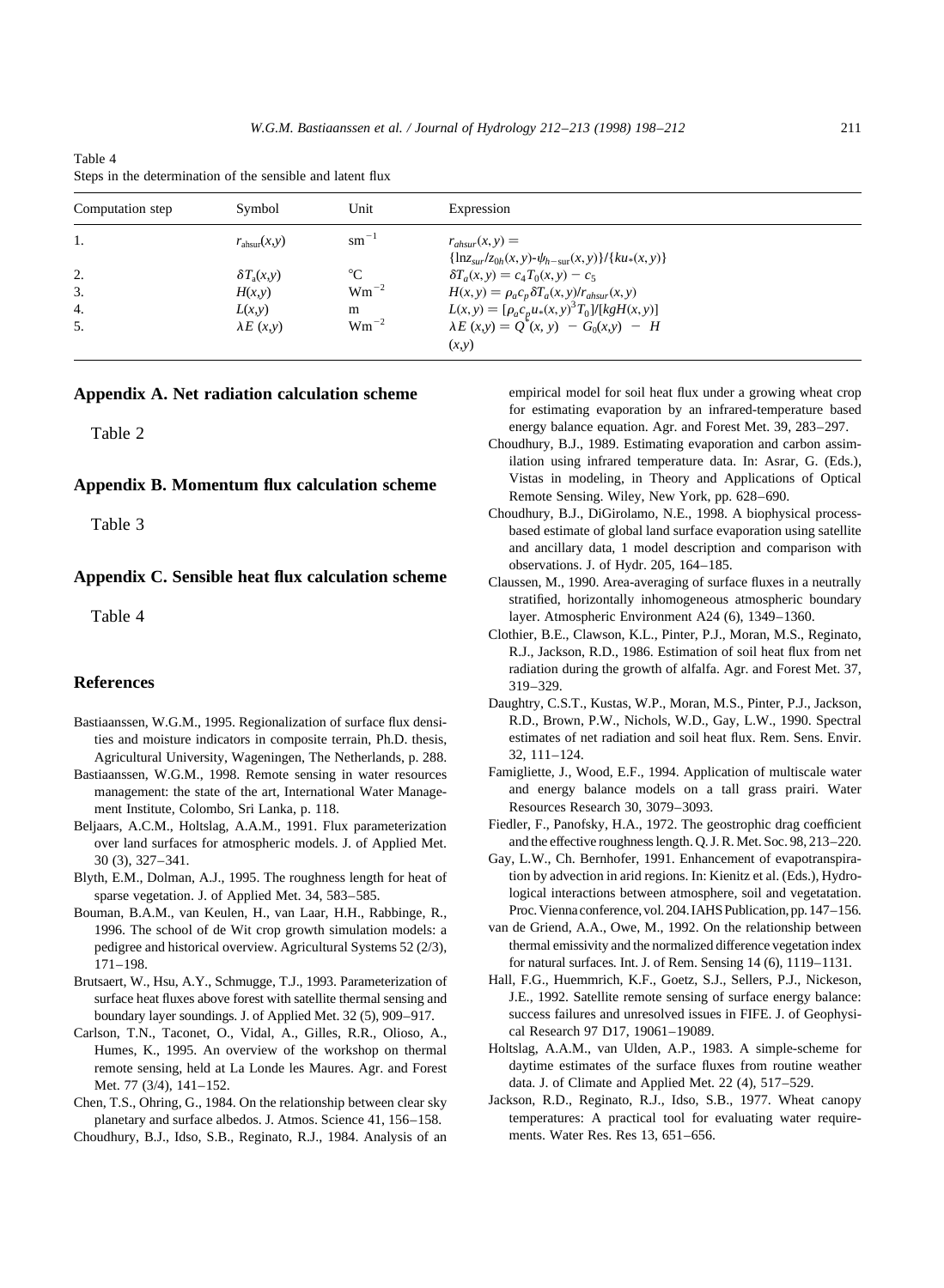Table 4
Steps in the determination of the sensible and latent flux

| Computation step | Symbol | Unit | Expression |
|---|---|---|---|
| 1. | $r_{ahsur}(x,y)$ | $sm^{-1}$ | $r_{ahsur}(x,y) = \{\ln z_{sur}/z_{0h}(x,y)-\psi_{h-sur}(x,y)\}/\{ku_*(x,y)\}$ |
| 2. | $\delta T_a(x,y)$ | °C | $\delta T_a(x,y) = c_4 T_0(x,y) - c_5$ |
| 3. | $H(x,y)$ | $Wm^{-2}$ | $H(x,y) = \rho_a c_p \delta T_a(x,y)/r_{ahsur}(x,y)$ |
| 4. | $L(x,y)$ | m | $L(x,y) = [\rho_a c_p u_*(x,y)^3 T_0]/[kgH(x,y)]$ |
| 5. | $\lambda E\ (x,y)$ | $Wm^{-2}$ | $\lambda E\ (x,y) = Q^*(x,y) - G_0(x,y) - H(x,y)$ |

## Appendix A. Net radiation calculation scheme

Table 2

## Appendix B. Momentum flux calculation scheme

Table 3

## Appendix C. Sensible heat flux calculation scheme

Table 4

## References

Bastiaanssen, W.G.M., 1995. Regionalization of surface flux densities and moisture indicators in composite terrain, Ph.D. thesis, Agricultural University, Wageningen, The Netherlands, p. 288.

Bastiaanssen, W.G.M., 1998. Remote sensing in water resources management: the state of the art, International Water Management Institute, Colombo, Sri Lanka, p. 118.

Beljaars, A.C.M., Holtslag, A.A.M., 1991. Flux parameterization over land surfaces for atmospheric models. J. of Applied Met. 30 (3), 327–341.

Blyth, E.M., Dolman, A.J., 1995. The roughness length for heat of sparse vegetation. J. of Applied Met. 34, 583–585.

Bouman, B.A.M., van Keulen, H., van Laar, H.H., Rabbinge, R., 1996. The school of de Wit crop growth simulation models: a pedigree and historical overview. Agricultural Systems 52 (2/3), 171–198.

Brutsaert, W., Hsu, A.Y., Schmugge, T.J., 1993. Parameterization of surface heat fluxes above forest with satellite thermal sensing and boundary layer soundings. J. of Applied Met. 32 (5), 909–917.

Carlson, T.N., Taconet, O., Vidal, A., Gilles, R.R., Olioso, A., Humes, K., 1995. An overview of the workshop on thermal remote sensing, held at La Londe les Maures. Agr. and Forest Met. 77 (3/4), 141–152.

Chen, T.S., Ohring, G., 1984. On the relationship between clear sky planetary and surface albedos. J. Atmos. Science 41, 156–158.

Choudhury, B.J., Idso, S.B., Reginato, R.J., 1984. Analysis of an empirical model for soil heat flux under a growing wheat crop for estimating evaporation by an infrared-temperature based energy balance equation. Agr. and Forest Met. 39, 283–297.

Choudhury, B.J., 1989. Estimating evaporation and carbon assimilation using infrared temperature data. In: Asrar, G. (Eds.), Vistas in modeling, in Theory and Applications of Optical Remote Sensing. Wiley, New York, pp. 628–690.

Choudhury, B.J., DiGirolamo, N.E., 1998. A biophysical process-based estimate of global land surface evaporation using satellite and ancillary data, 1 model description and comparison with observations. J. of Hydr. 205, 164–185.

Claussen, M., 1990. Area-averaging of surface fluxes in a neutrally stratified, horizontally inhomogeneous atmospheric boundary layer. Atmospheric Environment A24 (6), 1349–1360.

Clothier, B.E., Clawson, K.L., Pinter, P.J., Moran, M.S., Reginato, R.J., Jackson, R.D., 1986. Estimation of soil heat flux from net radiation during the growth of alfalfa. Agr. and Forest Met. 37, 319–329.

Daughtry, C.S.T., Kustas, W.P., Moran, M.S., Pinter, P.J., Jackson, R.D., Brown, P.W., Nichols, W.D., Gay, L.W., 1990. Spectral estimates of net radiation and soil heat flux. Rem. Sens. Envir. 32, 111–124.

Famigliette, J., Wood, E.F., 1994. Application of multiscale water and energy balance models on a tall grass prairi. Water Resources Research 30, 3079–3093.

Fiedler, F., Panofsky, H.A., 1972. The geostrophic drag coefficient and the effective roughness length. Q. J. R. Met. Soc. 98, 213–220.

Gay, L.W., Ch. Bernhofer, 1991. Enhancement of evapotranspiration by advection in arid regions. In: Kienitz et al. (Eds.), Hydrological interactions between atmosphere, soil and vegetatation. Proc. Vienna conference, vol. 204. IAHS Publication, pp. 147–156.

van de Griend, A.A., Owe, M., 1992. On the relationship between thermal emissivity and the normalized difference vegetation index for natural surfaces. Int. J. of Rem. Sensing 14 (6), 1119–1131.

Hall, F.G., Huemmrich, K.F., Goetz, S.J., Sellers, P.J., Nickeson, J.E., 1992. Satellite remote sensing of surface energy balance: success failures and unresolved issues in FIFE. J. of Geophysical Research 97 D17, 19061–19089.

Holtslag, A.A.M., van Ulden, A.P., 1983. A simple-scheme for daytime estimates of the surface fluxes from routine weather data. J. of Climate and Applied Met. 22 (4), 517–529.

Jackson, R.D., Reginato, R.J., Idso, S.B., 1977. Wheat canopy temperatures: A practical tool for evaluating water requirements. Water Res. Res 13, 651–656.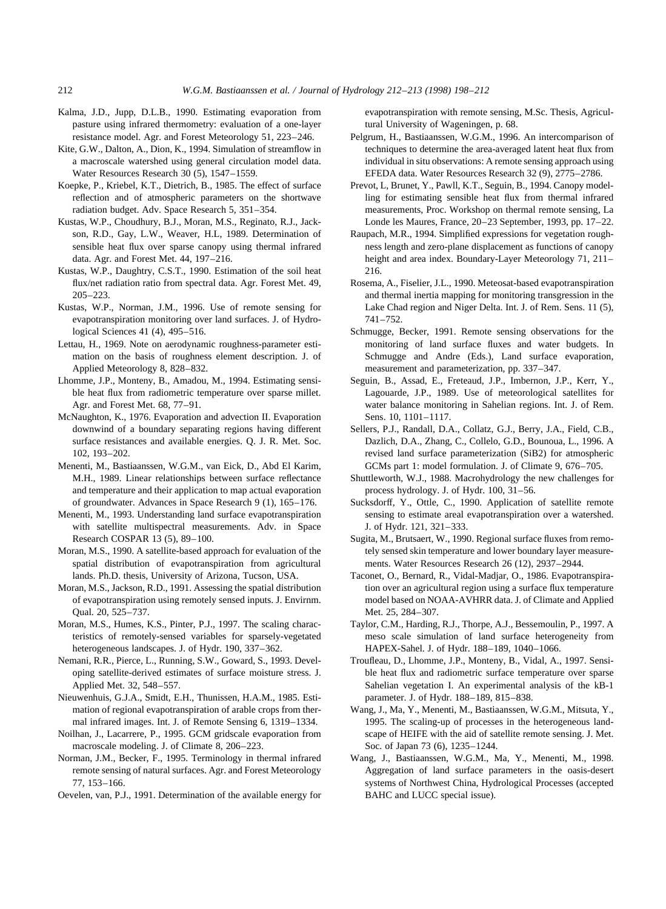Kalma, J.D., Jupp, D.L.B., 1990. Estimating evaporation from pasture using infrared thermometry: evaluation of a one-layer resistance model. Agr. and Forest Meteorology 51, 223–246.

Kite, G.W., Dalton, A., Dion, K., 1994. Simulation of streamflow in a macroscale watershed using general circulation model data. Water Resources Research 30 (5), 1547–1559.

Koepke, P., Kriebel, K.T., Dietrich, B., 1985. The effect of surface reflection and of atmospheric parameters on the shortwave radiation budget. Adv. Space Research 5, 351–354.

Kustas, W.P., Choudhury, B.J., Moran, M.S., Reginato, R.J., Jackson, R.D., Gay, L.W., Weaver, H.L, 1989. Determination of sensible heat flux over sparse canopy using thermal infrared data. Agr. and Forest Met. 44, 197–216.

Kustas, W.P., Daughtry, C.S.T., 1990. Estimation of the soil heat flux/net radiation ratio from spectral data. Agr. Forest Met. 49, 205–223.

Kustas, W.P., Norman, J.M., 1996. Use of remote sensing for evapotranspiration monitoring over land surfaces. J. of Hydrological Sciences 41 (4), 495–516.

Lettau, H., 1969. Note on aerodynamic roughness-parameter estimation on the basis of roughness element description. J. of Applied Meteorology 8, 828–832.

Lhomme, J.P., Monteny, B., Amadou, M., 1994. Estimating sensible heat flux from radiometric temperature over sparse millet. Agr. and Forest Met. 68, 77–91.

McNaughton, K., 1976. Evaporation and advection II. Evaporation downwind of a boundary separating regions having different surface resistances and available energies. Q. J. R. Met. Soc. 102, 193–202.

Menenti, M., Bastiaanssen, W.G.M., van Eick, D., Abd El Karim, M.H., 1989. Linear relationships between surface reflectance and temperature and their application to map actual evaporation of groundwater. Advances in Space Research 9 (1), 165–176.

Menenti, M., 1993. Understanding land surface evapotranspiration with satellite multispectral measurements. Adv. in Space Research COSPAR 13 (5), 89–100.

Moran, M.S., 1990. A satellite-based approach for evaluation of the spatial distribution of evapotranspiration from agricultural lands. Ph.D. thesis, University of Arizona, Tucson, USA.

Moran, M.S., Jackson, R.D., 1991. Assessing the spatial distribution of evapotranspiration using remotely sensed inputs. J. Envirnm. Qual. 20, 525–737.

Moran, M.S., Humes, K.S., Pinter, P.J., 1997. The scaling characteristics of remotely-sensed variables for sparsely-vegetated heterogeneous landscapes. J. of Hydr. 190, 337–362.

Nemani, R.R., Pierce, L., Running, S.W., Goward, S., 1993. Developing satellite-derived estimates of surface moisture stress. J. Applied Met. 32, 548–557.

Nieuwenhuis, G.J.A., Smidt, E.H., Thunissen, H.A.M., 1985. Estimation of regional evapotranspiration of arable crops from thermal infrared images. Int. J. of Remote Sensing 6, 1319–1334.

Noilhan, J., Lacarrere, P., 1995. GCM gridscale evaporation from macroscale modeling. J. of Climate 8, 206–223.

Norman, J.M., Becker, F., 1995. Terminology in thermal infrared remote sensing of natural surfaces. Agr. and Forest Meteorology 77, 153–166.

Oevelen, van, P.J., 1991. Determination of the available energy for evapotranspiration with remote sensing, M.Sc. Thesis, Agricultural University of Wageningen, p. 68.

Pelgrum, H., Bastiaanssen, W.G.M., 1996. An intercomparison of techniques to determine the area-averaged latent heat flux from individual in situ observations: A remote sensing approach using EFEDA data. Water Resources Research 32 (9), 2775–2786.

Prevot, L, Brunet, Y., Pawll, K.T., Seguin, B., 1994. Canopy modelling for estimating sensible heat flux from thermal infrared measurements, Proc. Workshop on thermal remote sensing, La Londe les Maures, France, 20–23 September, 1993, pp. 17–22.

Raupach, M.R., 1994. Simplified expressions for vegetation roughness length and zero-plane displacement as functions of canopy height and area index. Boundary-Layer Meteorology 71, 211–216.

Rosema, A., Fiselier, J.L., 1990. Meteosat-based evapotranspiration and thermal inertia mapping for monitoring transgression in the Lake Chad region and Niger Delta. Int. J. of Rem. Sens. 11 (5), 741–752.

Schmugge, Becker, 1991. Remote sensing observations for the monitoring of land surface fluxes and water budgets. In Schmugge and Andre (Eds.), Land surface evaporation, measurement and parameterization, pp. 337–347.

Seguin, B., Assad, E., Freteaud, J.P., Imbernon, J.P., Kerr, Y., Lagouarde, J.P., 1989. Use of meteorological satellites for water balance monitoring in Sahelian regions. Int. J. of Rem. Sens. 10, 1101–1117.

Sellers, P.J., Randall, D.A., Collatz, G.J., Berry, J.A., Field, C.B., Dazlich, D.A., Zhang, C., Collelo, G.D., Bounoua, L., 1996. A revised land surface parameterization (SiB2) for atmospheric GCMs part 1: model formulation. J. of Climate 9, 676–705.

Shuttleworth, W.J., 1988. Macrohydrology the new challenges for process hydrology. J. of Hydr. 100, 31–56.

Sucksdorff, Y., Ottle, C., 1990. Application of satellite remote sensing to estimate areal evapotranspiration over a watershed. J. of Hydr. 121, 321–333.

Sugita, M., Brutsaert, W., 1990. Regional surface fluxes from remotely sensed skin temperature and lower boundary layer measurements. Water Resources Research 26 (12), 2937–2944.

Taconet, O., Bernard, R., Vidal-Madjar, O., 1986. Evapotranspiration over an agricultural region using a surface flux temperature model based on NOAA-AVHRR data. J. of Climate and Applied Met. 25, 284–307.

Taylor, C.M., Harding, R.J., Thorpe, A.J., Bessemoulin, P., 1997. A meso scale simulation of land surface heterogeneity from HAPEX-Sahel. J. of Hydr. 188–189, 1040–1066.

Troufleau, D., Lhomme, J.P., Monteny, B., Vidal, A., 1997. Sensible heat flux and radiometric surface temperature over sparse Sahelian vegetation I. An experimental analysis of the kB-1 parameter. J. of Hydr. 188–189, 815–838.

Wang, J., Ma, Y., Menenti, M., Bastiaanssen, W.G.M., Mitsuta, Y., 1995. The scaling-up of processes in the heterogeneous landscape of HEIFE with the aid of satellite remote sensing. J. Met. Soc. of Japan 73 (6), 1235–1244.

Wang, J., Bastiaanssen, W.G.M., Ma, Y., Menenti, M., 1998. Aggregation of land surface parameters in the oasis-desert systems of Northwest China, Hydrological Processes (accepted BAHC and LUCC special issue).